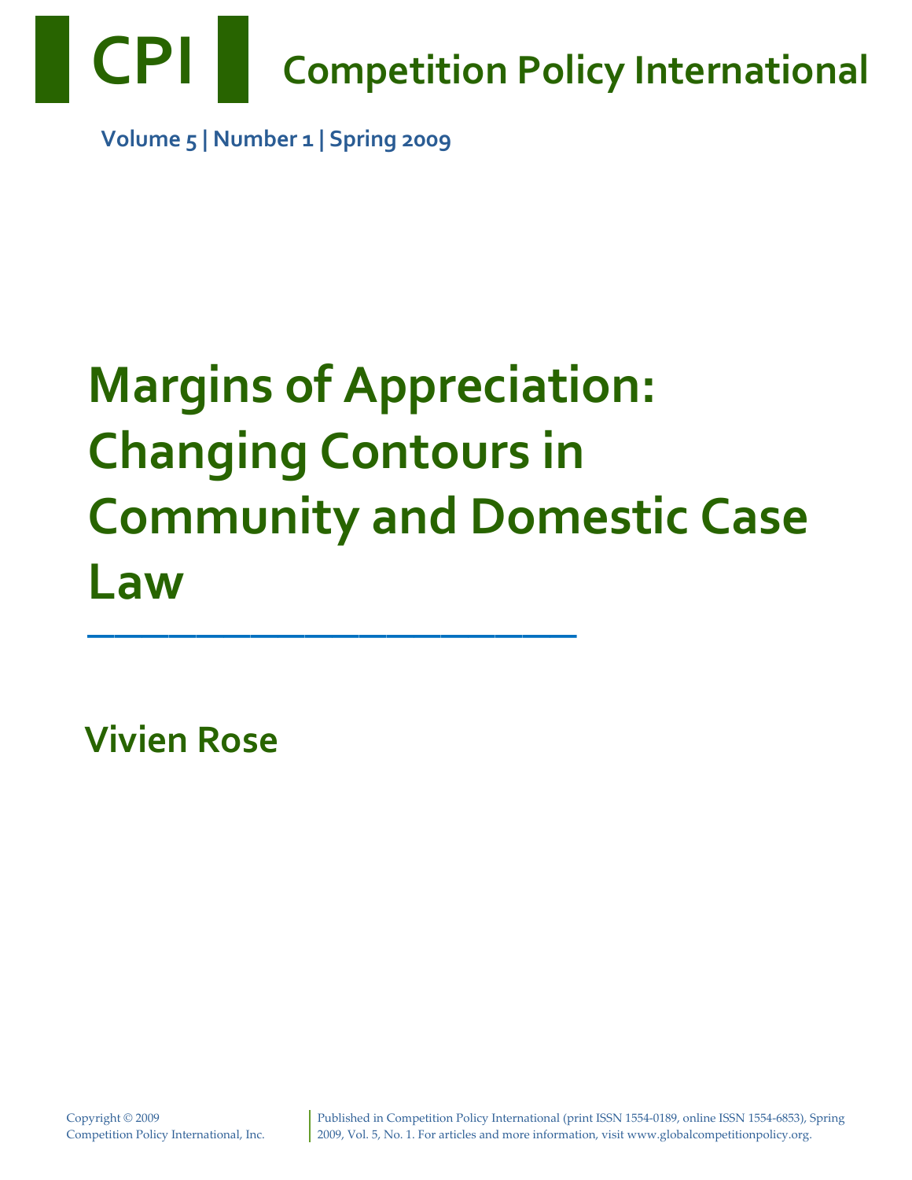# CPI Competition Policy International

**Volume 5 | Number 1 | Spring 2009**

# Margins of Appreciation: Changing Contours in Community and Domestic Case Law

## Vivien Rose

Copyright © 2009
Competition Policy International, Inc.

Published in Competition Policy International (print ISSN 1554-0189, online ISSN 1554-6853), Spring 2009, Vol. 5, No. 1. For articles and more information, visit www.globalcompetitionpolicy.org.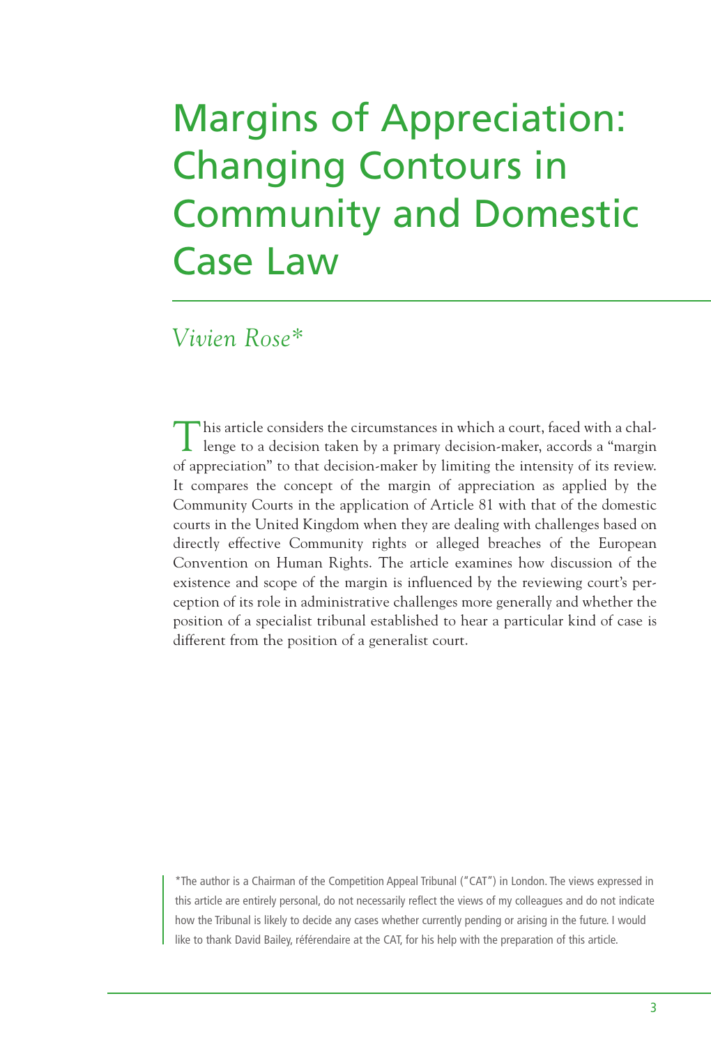# Margins of Appreciation: Changing Contours in Community and Domestic Case Law

*Vivien Rose**

This article considers the circumstances in which a court, faced with a challenge to a decision taken by a primary decision-maker, accords a "margin of appreciation" to that decision-maker by limiting the intensity of its review. It compares the concept of the margin of appreciation as applied by the Community Courts in the application of Article 81 with that of the domestic courts in the United Kingdom when they are dealing with challenges based on directly effective Community rights or alleged breaches of the European Convention on Human Rights. The article examines how discussion of the existence and scope of the margin is influenced by the reviewing court's perception of its role in administrative challenges more generally and whether the position of a specialist tribunal established to hear a particular kind of case is different from the position of a generalist court.

*The author is a Chairman of the Competition Appeal Tribunal ("CAT") in London. The views expressed in this article are entirely personal, do not necessarily reflect the views of my colleagues and do not indicate how the Tribunal is likely to decide any cases whether currently pending or arising in the future. I would like to thank David Bailey, référendaire at the CAT, for his help with the preparation of this article.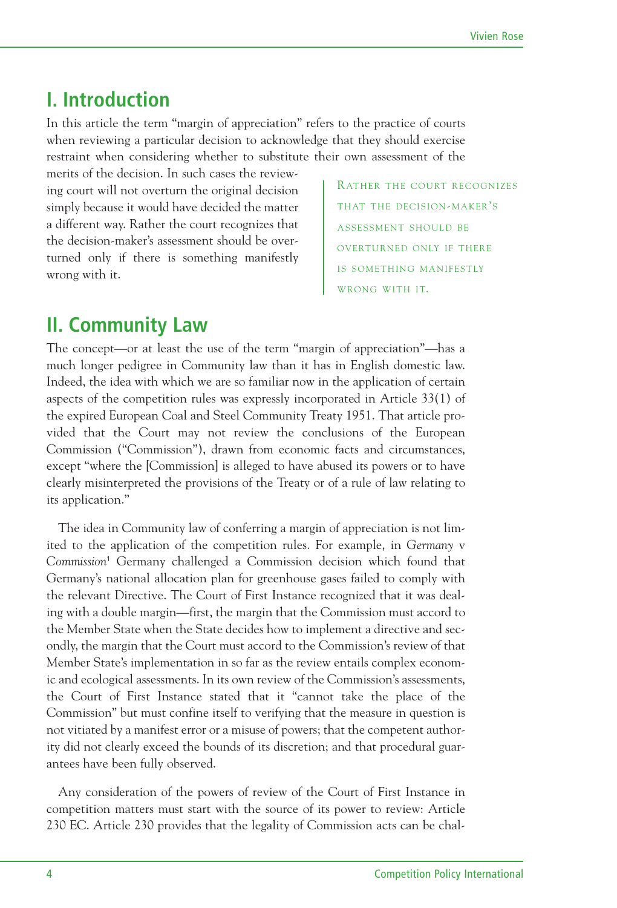## I. Introduction

In this article the term "margin of appreciation" refers to the practice of courts when reviewing a particular decision to acknowledge that they should exercise restraint when considering whether to substitute their own assessment of the merits of the decision. In such cases the reviewing court will not overturn the original decision simply because it would have decided the matter a different way. Rather the court recognizes that the decision-maker's assessment should be overturned only if there is something manifestly wrong with it.

> RATHER THE COURT RECOGNIZES THAT THE DECISION-MAKER'S ASSESSMENT SHOULD BE OVERTURNED ONLY IF THERE IS SOMETHING MANIFESTLY WRONG WITH IT.

## II. Community Law

The concept—or at least the use of the term "margin of appreciation"—has a much longer pedigree in Community law than it has in English domestic law. Indeed, the idea with which we are so familiar now in the application of certain aspects of the competition rules was expressly incorporated in Article 33(1) of the expired European Coal and Steel Community Treaty 1951. That article provided that the Court may not review the conclusions of the European Commission ("Commission"), drawn from economic facts and circumstances, except "where the [Commission] is alleged to have abused its powers or to have clearly misinterpreted the provisions of the Treaty or of a rule of law relating to its application."

The idea in Community law of conferring a margin of appreciation is not limited to the application of the competition rules. For example, in *Germany* v *Commission*[1] Germany challenged a Commission decision which found that Germany's national allocation plan for greenhouse gases failed to comply with the relevant Directive. The Court of First Instance recognized that it was dealing with a double margin—first, the margin that the Commission must accord to the Member State when the State decides how to implement a directive and secondly, the margin that the Court must accord to the Commission's review of that Member State's implementation in so far as the review entails complex economic and ecological assessments. In its own review of the Commission's assessments, the Court of First Instance stated that it "cannot take the place of the Commission" but must confine itself to verifying that the measure in question is not vitiated by a manifest error or a misuse of powers; that the competent authority did not clearly exceed the bounds of its discretion; and that procedural guarantees have been fully observed.

Any consideration of the powers of review of the Court of First Instance in competition matters must start with the source of its power to review: Article 230 EC. Article 230 provides that the legality of Commission acts can be chal-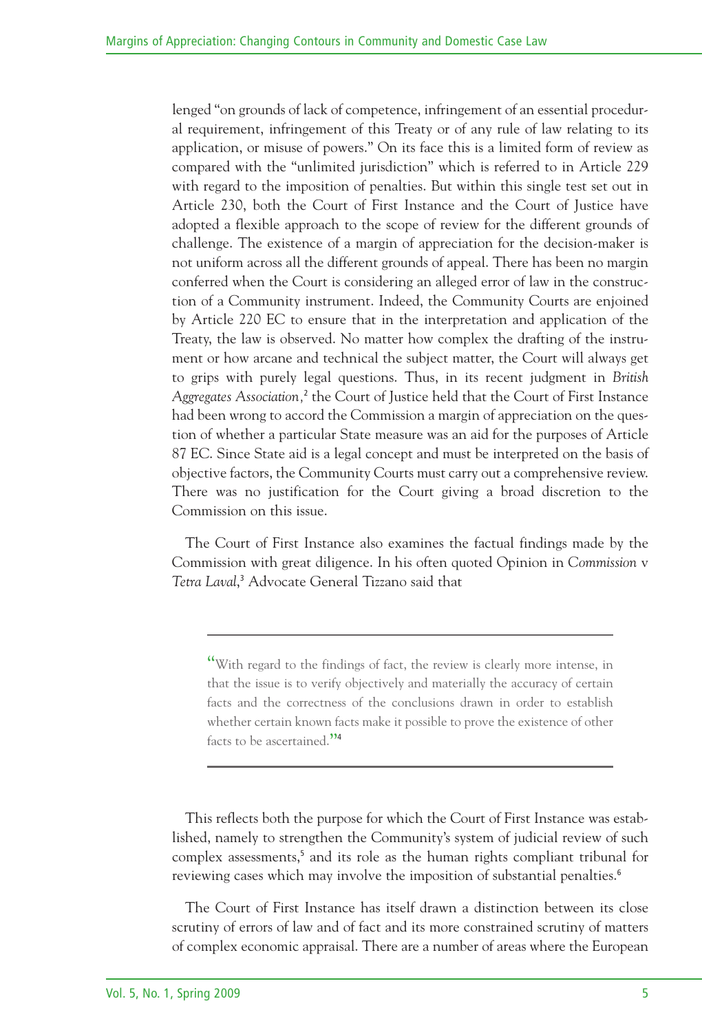lenged "on grounds of lack of competence, infringement of an essential procedural requirement, infringement of this Treaty or of any rule of law relating to its application, or misuse of powers." On its face this is a limited form of review as compared with the "unlimited jurisdiction" which is referred to in Article 229 with regard to the imposition of penalties. But within this single test set out in Article 230, both the Court of First Instance and the Court of Justice have adopted a flexible approach to the scope of review for the different grounds of challenge. The existence of a margin of appreciation for the decision-maker is not uniform across all the different grounds of appeal. There has been no margin conferred when the Court is considering an alleged error of law in the construction of a Community instrument. Indeed, the Community Courts are enjoined by Article 220 EC to ensure that in the interpretation and application of the Treaty, the law is observed. No matter how complex the drafting of the instrument or how arcane and technical the subject matter, the Court will always get to grips with purely legal questions. Thus, in its recent judgment in *British Aggregates Association,*[2] the Court of Justice held that the Court of First Instance had been wrong to accord the Commission a margin of appreciation on the question of whether a particular State measure was an aid for the purposes of Article 87 EC. Since State aid is a legal concept and must be interpreted on the basis of objective factors, the Community Courts must carry out a comprehensive review. There was no justification for the Court giving a broad discretion to the Commission on this issue.

The Court of First Instance also examines the factual findings made by the Commission with great diligence. In his often quoted Opinion in *Commission* v *Tetra Laval*,[3] Advocate General Tizzano said that

> "With regard to the findings of fact, the review is clearly more intense, in that the issue is to verify objectively and materially the accuracy of certain facts and the correctness of the conclusions drawn in order to establish whether certain known facts make it possible to prove the existence of other facts to be ascertained."[4]

This reflects both the purpose for which the Court of First Instance was established, namely to strengthen the Community's system of judicial review of such complex assessments,[5] and its role as the human rights compliant tribunal for reviewing cases which may involve the imposition of substantial penalties.[6]

The Court of First Instance has itself drawn a distinction between its close scrutiny of errors of law and of fact and its more constrained scrutiny of matters of complex economic appraisal. There are a number of areas where the European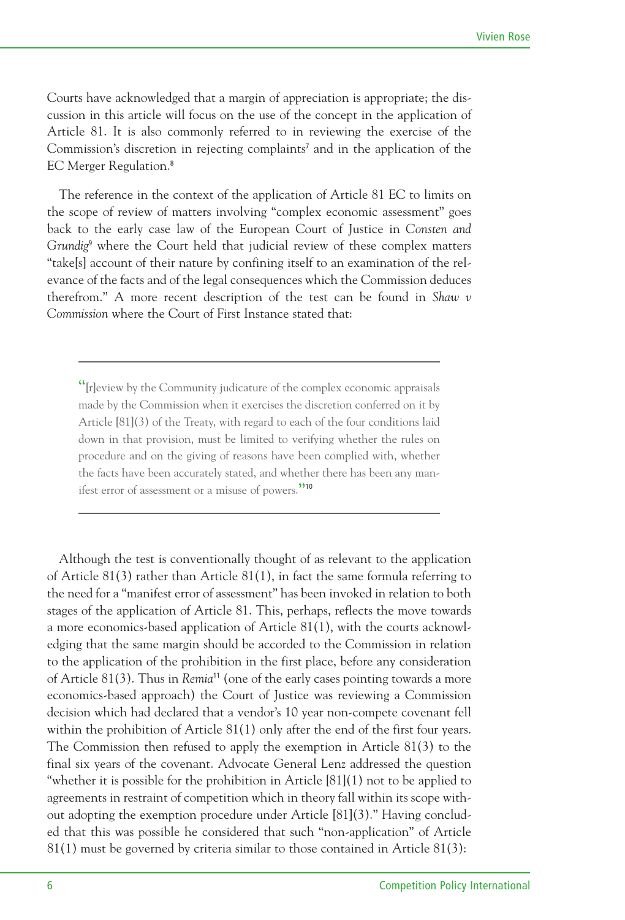Courts have acknowledged that a margin of appreciation is appropriate; the discussion in this article will focus on the use of the concept in the application of Article 81. It is also commonly referred to in reviewing the exercise of the Commission's discretion in rejecting complaints[7] and in the application of the EC Merger Regulation.[8]

The reference in the context of the application of Article 81 EC to limits on the scope of review of matters involving "complex economic assessment" goes back to the early case law of the European Court of Justice in *Consten and Grundig*[9] where the Court held that judicial review of these complex matters "take[s] account of their nature by confining itself to an examination of the relevance of the facts and of the legal consequences which the Commission deduces therefrom." A more recent description of the test can be found in *Shaw v Commission* where the Court of First Instance stated that:

> "[r]eview by the Community judicature of the complex economic appraisals made by the Commission when it exercises the discretion conferred on it by Article [81](3) of the Treaty, with regard to each of the four conditions laid down in that provision, must be limited to verifying whether the rules on procedure and on the giving of reasons have been complied with, whether the facts have been accurately stated, and whether there has been any manifest error of assessment or a misuse of powers."[10]

Although the test is conventionally thought of as relevant to the application of Article 81(3) rather than Article 81(1), in fact the same formula referring to the need for a "manifest error of assessment" has been invoked in relation to both stages of the application of Article 81. This, perhaps, reflects the move towards a more economics-based application of Article 81(1), with the courts acknowledging that the same margin should be accorded to the Commission in relation to the application of the prohibition in the first place, before any consideration of Article 81(3). Thus in *Remia*[11] (one of the early cases pointing towards a more economics-based approach) the Court of Justice was reviewing a Commission decision which had declared that a vendor's 10 year non-compete covenant fell within the prohibition of Article 81(1) only after the end of the first four years. The Commission then refused to apply the exemption in Article 81(3) to the final six years of the covenant. Advocate General Lenz addressed the question "whether it is possible for the prohibition in Article [81](1) not to be applied to agreements in restraint of competition which in theory fall within its scope without adopting the exemption procedure under Article [81](3)." Having concluded that this was possible he considered that such "non-application" of Article 81(1) must be governed by criteria similar to those contained in Article 81(3):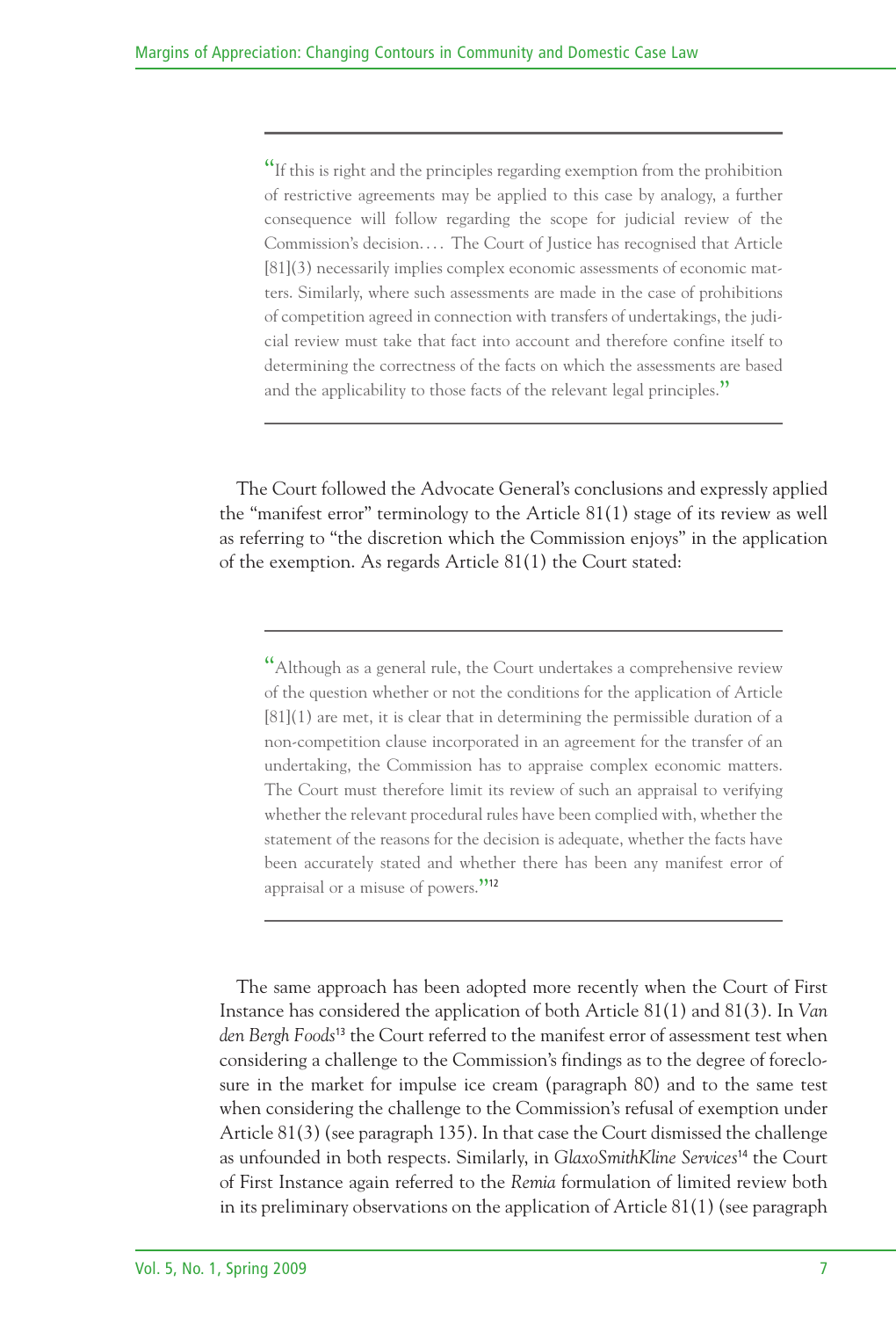> "If this is right and the principles regarding exemption from the prohibition of restrictive agreements may be applied to this case by analogy, a further consequence will follow regarding the scope for judicial review of the Commission's decision.... The Court of Justice has recognised that Article [81](3) necessarily implies complex economic assessments of economic matters. Similarly, where such assessments are made in the case of prohibitions of competition agreed in connection with transfers of undertakings, the judicial review must take that fact into account and therefore confine itself to determining the correctness of the facts on which the assessments are based and the applicability to those facts of the relevant legal principles."

The Court followed the Advocate General's conclusions and expressly applied the "manifest error" terminology to the Article 81(1) stage of its review as well as referring to "the discretion which the Commission enjoys" in the application of the exemption. As regards Article 81(1) the Court stated:

> "Although as a general rule, the Court undertakes a comprehensive review of the question whether or not the conditions for the application of Article [81](1) are met, it is clear that in determining the permissible duration of a non-competition clause incorporated in an agreement for the transfer of an undertaking, the Commission has to appraise complex economic matters. The Court must therefore limit its review of such an appraisal to verifying whether the relevant procedural rules have been complied with, whether the statement of the reasons for the decision is adequate, whether the facts have been accurately stated and whether there has been any manifest error of appraisal or a misuse of powers."[12]

The same approach has been adopted more recently when the Court of First Instance has considered the application of both Article 81(1) and 81(3). In *Van den Bergh Foods*[13] the Court referred to the manifest error of assessment test when considering a challenge to the Commission's findings as to the degree of foreclosure in the market for impulse ice cream (paragraph 80) and to the same test when considering the challenge to the Commission's refusal of exemption under Article 81(3) (see paragraph 135). In that case the Court dismissed the challenge as unfounded in both respects. Similarly, in *GlaxoSmithKline Services*[14] the Court of First Instance again referred to the *Remia* formulation of limited review both in its preliminary observations on the application of Article 81(1) (see paragraph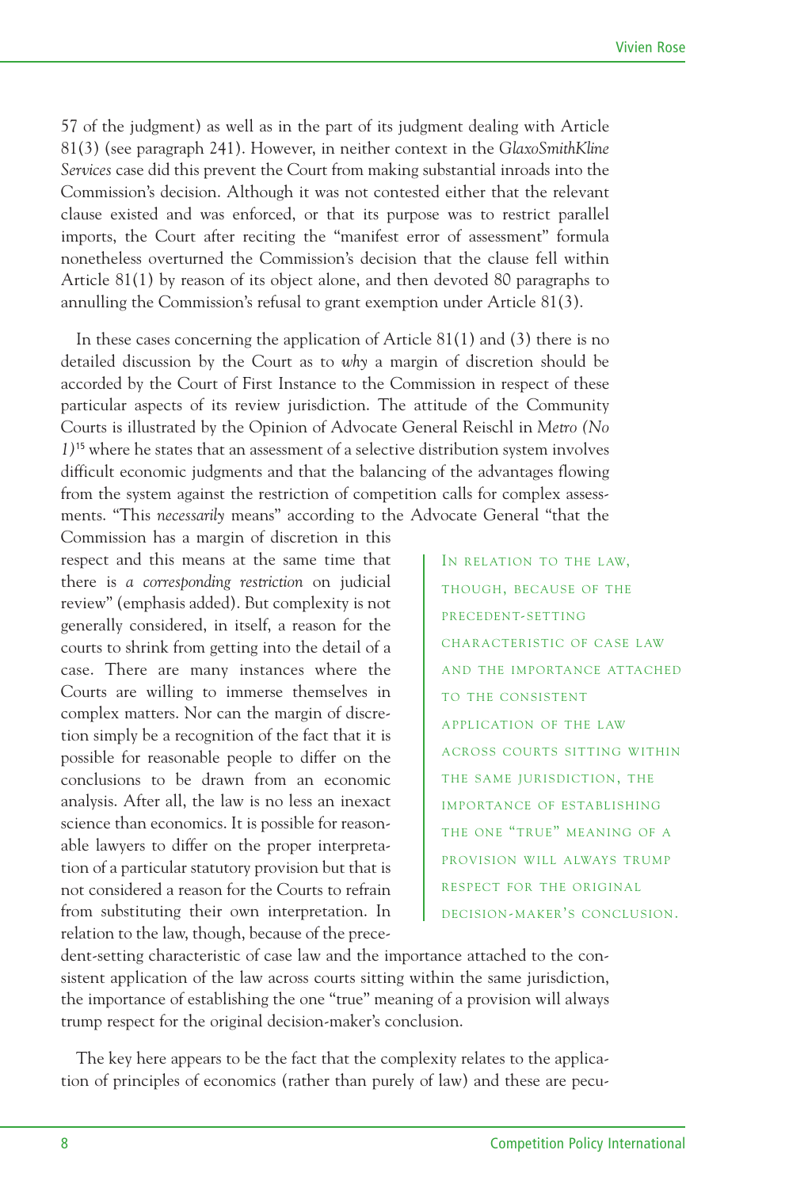57 of the judgment) as well as in the part of its judgment dealing with Article 81(3) (see paragraph 241). However, in neither context in the *GlaxoSmithKline Services* case did this prevent the Court from making substantial inroads into the Commission's decision. Although it was not contested either that the relevant clause existed and was enforced, or that its purpose was to restrict parallel imports, the Court after reciting the "manifest error of assessment" formula nonetheless overturned the Commission's decision that the clause fell within Article 81(1) by reason of its object alone, and then devoted 80 paragraphs to annulling the Commission's refusal to grant exemption under Article 81(3).

In these cases concerning the application of Article 81(1) and (3) there is no detailed discussion by the Court as to *why* a margin of discretion should be accorded by the Court of First Instance to the Commission in respect of these particular aspects of its review jurisdiction. The attitude of the Community Courts is illustrated by the Opinion of Advocate General Reischl in *Metro (No 1)*[15] where he states that an assessment of a selective distribution system involves difficult economic judgments and that the balancing of the advantages flowing from the system against the restriction of competition calls for complex assessments. "This *necessarily* means" according to the Advocate General "that the Commission has a margin of discretion in this respect and this means at the same time that there is *a corresponding restriction* on judicial review" (emphasis added). But complexity is not generally considered, in itself, a reason for the courts to shrink from getting into the detail of a case. There are many instances where the Courts are willing to immerse themselves in complex matters. Nor can the margin of discretion simply be a recognition of the fact that it is possible for reasonable people to differ on the conclusions to be drawn from an economic analysis. After all, the law is no less an inexact science than economics. It is possible for reasonable lawyers to differ on the proper interpretation of a particular statutory provision but that is not considered a reason for the Courts to refrain from substituting their own interpretation. In relation to the law, though, because of the precedent-setting characteristic of case law and the importance attached to the consistent application of the law across courts sitting within the same jurisdiction, the importance of establishing the one "true" meaning of a provision will always trump respect for the original decision-maker's conclusion.

> IN RELATION TO THE LAW, THOUGH, BECAUSE OF THE PRECEDENT-SETTING CHARACTERISTIC OF CASE LAW AND THE IMPORTANCE ATTACHED TO THE CONSISTENT APPLICATION OF THE LAW ACROSS COURTS SITTING WITHIN THE SAME JURISDICTION, THE IMPORTANCE OF ESTABLISHING THE ONE "TRUE" MEANING OF A PROVISION WILL ALWAYS TRUMP RESPECT FOR THE ORIGINAL DECISION-MAKER'S CONCLUSION.

The key here appears to be the fact that the complexity relates to the application of principles of economics (rather than purely of law) and these are pecu-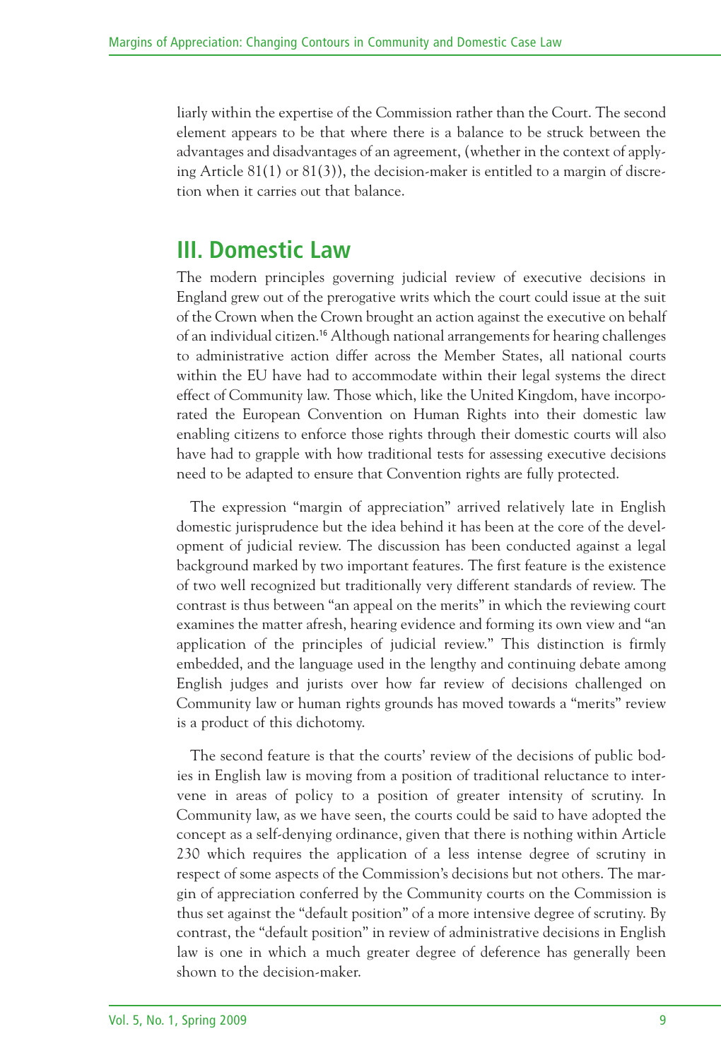liarly within the expertise of the Commission rather than the Court. The second element appears to be that where there is a balance to be struck between the advantages and disadvantages of an agreement, (whether in the context of applying Article 81(1) or 81(3)), the decision-maker is entitled to a margin of discretion when it carries out that balance.

## III. Domestic Law

The modern principles governing judicial review of executive decisions in England grew out of the prerogative writs which the court could issue at the suit of the Crown when the Crown brought an action against the executive on behalf of an individual citizen.[16] Although national arrangements for hearing challenges to administrative action differ across the Member States, all national courts within the EU have had to accommodate within their legal systems the direct effect of Community law. Those which, like the United Kingdom, have incorporated the European Convention on Human Rights into their domestic law enabling citizens to enforce those rights through their domestic courts will also have had to grapple with how traditional tests for assessing executive decisions need to be adapted to ensure that Convention rights are fully protected.

The expression "margin of appreciation" arrived relatively late in English domestic jurisprudence but the idea behind it has been at the core of the development of judicial review. The discussion has been conducted against a legal background marked by two important features. The first feature is the existence of two well recognized but traditionally very different standards of review. The contrast is thus between "an appeal on the merits" in which the reviewing court examines the matter afresh, hearing evidence and forming its own view and "an application of the principles of judicial review." This distinction is firmly embedded, and the language used in the lengthy and continuing debate among English judges and jurists over how far review of decisions challenged on Community law or human rights grounds has moved towards a "merits" review is a product of this dichotomy.

The second feature is that the courts' review of the decisions of public bodies in English law is moving from a position of traditional reluctance to intervene in areas of policy to a position of greater intensity of scrutiny. In Community law, as we have seen, the courts could be said to have adopted the concept as a self-denying ordinance, given that there is nothing within Article 230 which requires the application of a less intense degree of scrutiny in respect of some aspects of the Commission's decisions but not others. The margin of appreciation conferred by the Community courts on the Commission is thus set against the "default position" of a more intensive degree of scrutiny. By contrast, the "default position" in review of administrative decisions in English law is one in which a much greater degree of deference has generally been shown to the decision-maker.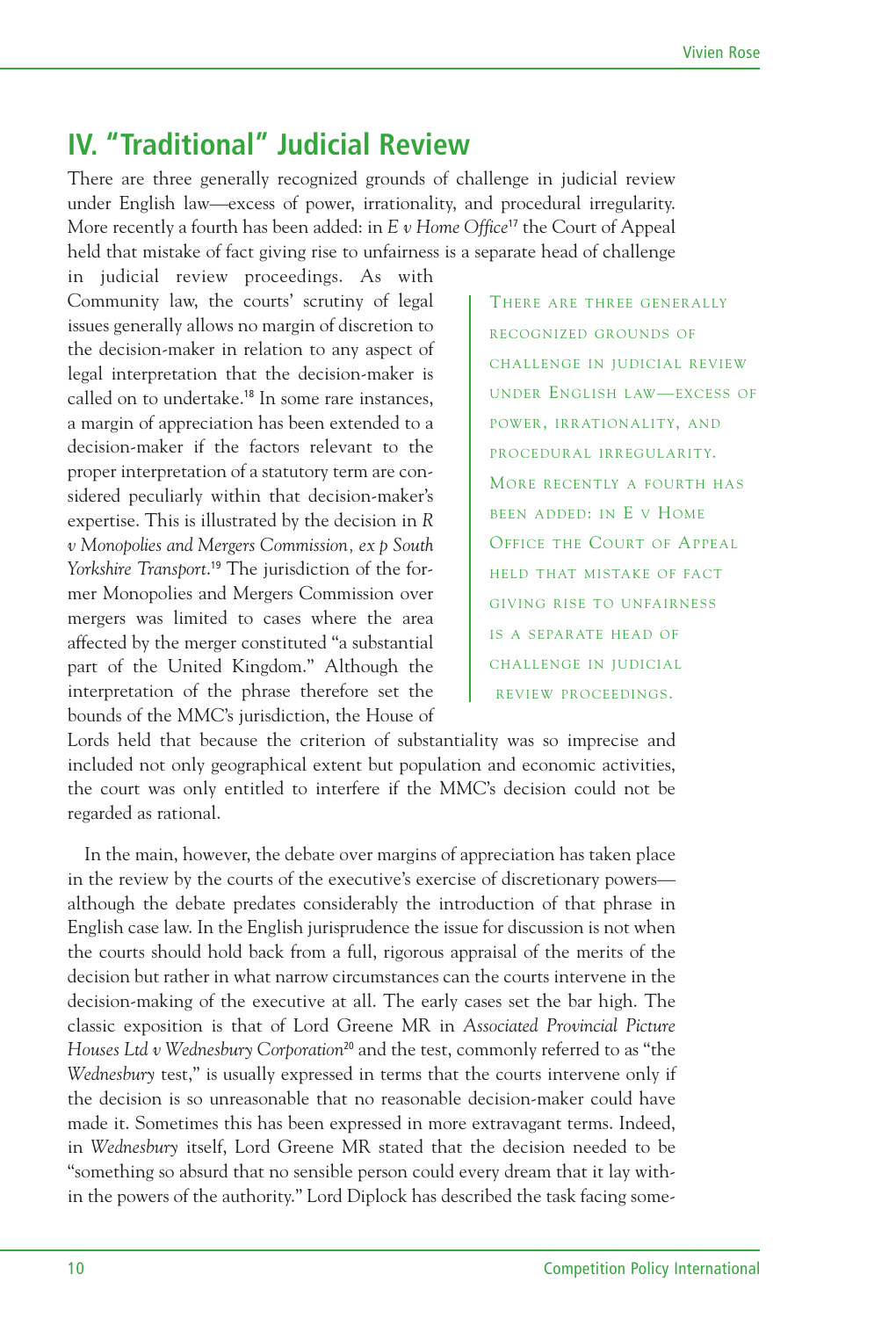## IV. "Traditional" Judicial Review

There are three generally recognized grounds of challenge in judicial review under English law—excess of power, irrationality, and procedural irregularity. More recently a fourth has been added: in *E v Home Office*[17] the Court of Appeal held that mistake of fact giving rise to unfairness is a separate head of challenge in judicial review proceedings. As with Community law, the courts' scrutiny of legal issues generally allows no margin of discretion to the decision-maker in relation to any aspect of legal interpretation that the decision-maker is called on to undertake.[18] In some rare instances, a margin of appreciation has been extended to a decision-maker if the factors relevant to the proper interpretation of a statutory term are considered peculiarly within that decision-maker's expertise. This is illustrated by the decision in *R v Monopolies and Mergers Commission, ex p South Yorkshire Transport*.[19] The jurisdiction of the former Monopolies and Mergers Commission over mergers was limited to cases where the area affected by the merger constituted "a substantial part of the United Kingdom." Although the interpretation of the phrase therefore set the bounds of the MMC's jurisdiction, the House of Lords held that because the criterion of substantiality was so imprecise and included not only geographical extent but population and economic activities, the court was only entitled to interfere if the MMC's decision could not be regarded as rational.

> There are three generally recognized grounds of challenge in judicial review under English law—excess of power, irrationality, and procedural irregularity. More recently a fourth has been added: in E v Home Office the Court of Appeal held that mistake of fact giving rise to unfairness is a separate head of challenge in judicial review proceedings.

In the main, however, the debate over margins of appreciation has taken place in the review by the courts of the executive's exercise of discretionary powers—although the debate predates considerably the introduction of that phrase in English case law. In the English jurisprudence the issue for discussion is not when the courts should hold back from a full, rigorous appraisal of the merits of the decision but rather in what narrow circumstances can the courts intervene in the decision-making of the executive at all. The early cases set the bar high. The classic exposition is that of Lord Greene MR in *Associated Provincial Picture Houses Ltd v Wednesbury Corporation*[20] and the test, commonly referred to as "the *Wednesbury* test," is usually expressed in terms that the courts intervene only if the decision is so unreasonable that no reasonable decision-maker could have made it. Sometimes this has been expressed in more extravagant terms. Indeed, in *Wednesbury* itself, Lord Greene MR stated that the decision needed to be "something so absurd that no sensible person could every dream that it lay within the powers of the authority." Lord Diplock has described the task facing some-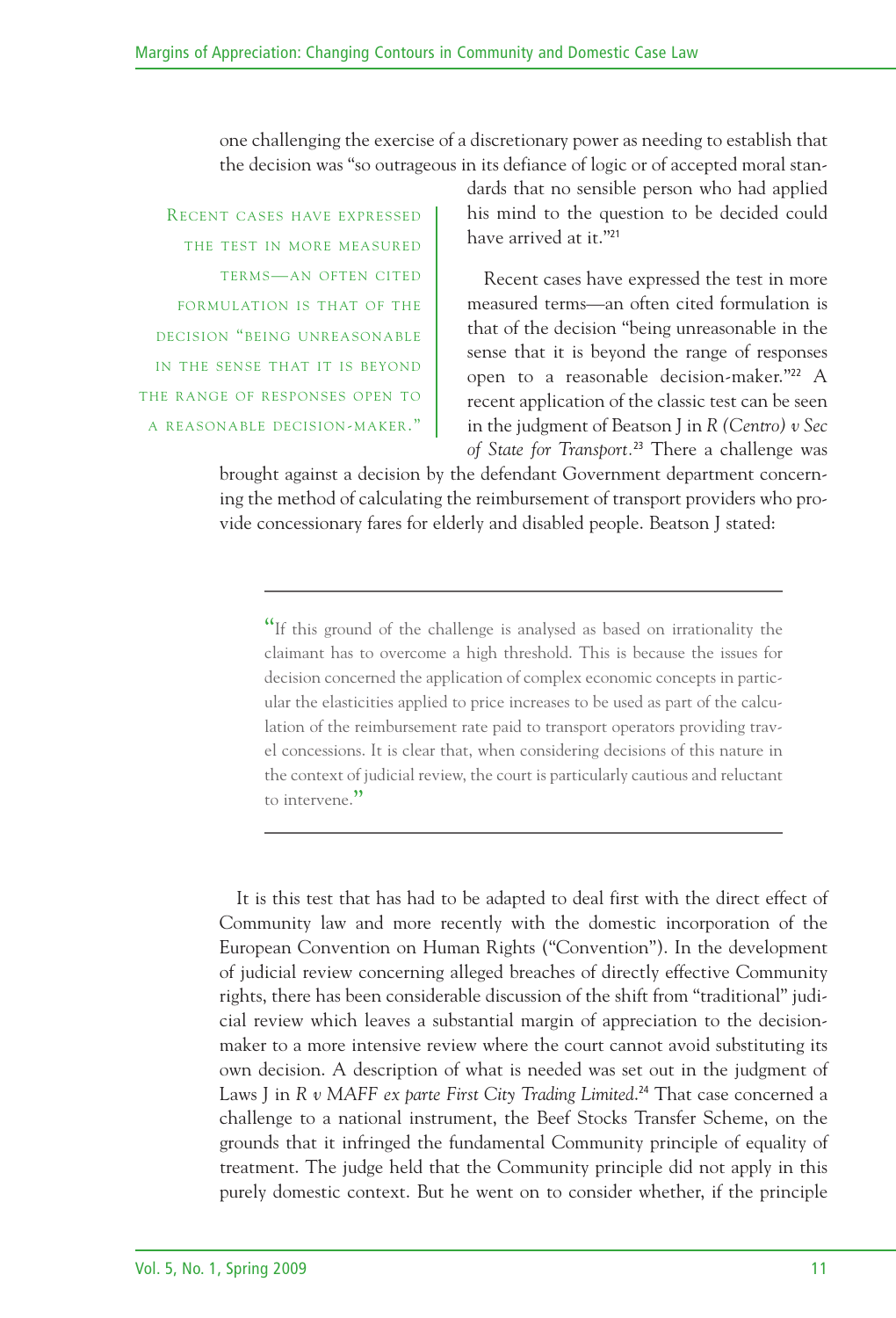one challenging the exercise of a discretionary power as needing to establish that the decision was "so outrageous in its defiance of logic or of accepted moral standards that no sensible person who had applied his mind to the question to be decided could have arrived at it."[21]

> Recent cases have expressed the test in more measured terms—an often cited formulation is that of the decision "being unreasonable in the sense that it is beyond the range of responses open to a reasonable decision-maker."

Recent cases have expressed the test in more measured terms—an often cited formulation is that of the decision "being unreasonable in the sense that it is beyond the range of responses open to a reasonable decision-maker."[22] A recent application of the classic test can be seen in the judgment of Beatson J in *R (Centro) v Sec of State for Transport*.[23] There a challenge was brought against a decision by the defendant Government department concerning the method of calculating the reimbursement of transport providers who provide concessionary fares for elderly and disabled people. Beatson J stated:

> "If this ground of the challenge is analysed as based on irrationality the claimant has to overcome a high threshold. This is because the issues for decision concerned the application of complex economic concepts in particular the elasticities applied to price increases to be used as part of the calculation of the reimbursement rate paid to transport operators providing travel concessions. It is clear that, when considering decisions of this nature in the context of judicial review, the court is particularly cautious and reluctant to intervene."

It is this test that has had to be adapted to deal first with the direct effect of Community law and more recently with the domestic incorporation of the European Convention on Human Rights ("Convention"). In the development of judicial review concerning alleged breaches of directly effective Community rights, there has been considerable discussion of the shift from "traditional" judicial review which leaves a substantial margin of appreciation to the decision-maker to a more intensive review where the court cannot avoid substituting its own decision. A description of what is needed was set out in the judgment of Laws J in *R v MAFF ex parte First City Trading Limited*.[24] That case concerned a challenge to a national instrument, the Beef Stocks Transfer Scheme, on the grounds that it infringed the fundamental Community principle of equality of treatment. The judge held that the Community principle did not apply in this purely domestic context. But he went on to consider whether, if the principle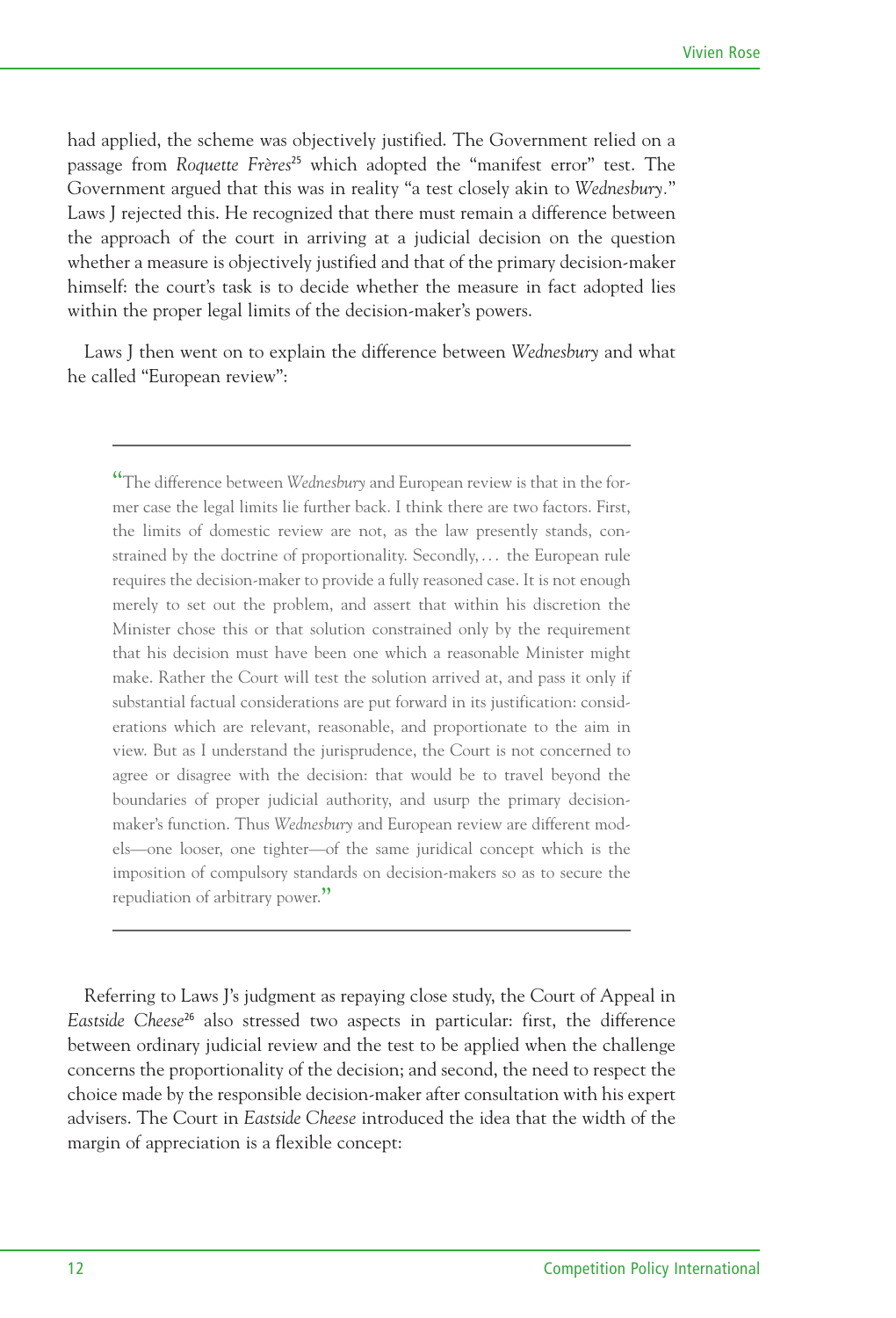had applied, the scheme was objectively justified. The Government relied on a passage from *Roquette Frères*[25] which adopted the "manifest error" test. The Government argued that this was in reality "a test closely akin to *Wednesbury*." Laws J rejected this. He recognized that there must remain a difference between the approach of the court in arriving at a judicial decision on the question whether a measure is objectively justified and that of the primary decision-maker himself: the court's task is to decide whether the measure in fact adopted lies within the proper legal limits of the decision-maker's powers.

Laws J then went on to explain the difference between *Wednesbury* and what he called "European review":

> "The difference between *Wednesbury* and European review is that in the former case the legal limits lie further back. I think there are two factors. First, the limits of domestic review are not, as the law presently stands, constrained by the doctrine of proportionality. Secondly, ... the European rule requires the decision-maker to provide a fully reasoned case. It is not enough merely to set out the problem, and assert that within his discretion the Minister chose this or that solution constrained only by the requirement that his decision must have been one which a reasonable Minister might make. Rather the Court will test the solution arrived at, and pass it only if substantial factual considerations are put forward in its justification: considerations which are relevant, reasonable, and proportionate to the aim in view. But as I understand the jurisprudence, the Court is not concerned to agree or disagree with the decision: that would be to travel beyond the boundaries of proper judicial authority, and usurp the primary decision-maker's function. Thus *Wednesbury* and European review are different models—one looser, one tighter—of the same juridical concept which is the imposition of compulsory standards on decision-makers so as to secure the repudiation of arbitrary power."

Referring to Laws J's judgment as repaying close study, the Court of Appeal in *Eastside Cheese*[26] also stressed two aspects in particular: first, the difference between ordinary judicial review and the test to be applied when the challenge concerns the proportionality of the decision; and second, the need to respect the choice made by the responsible decision-maker after consultation with his expert advisers. The Court in *Eastside Cheese* introduced the idea that the width of the margin of appreciation is a flexible concept: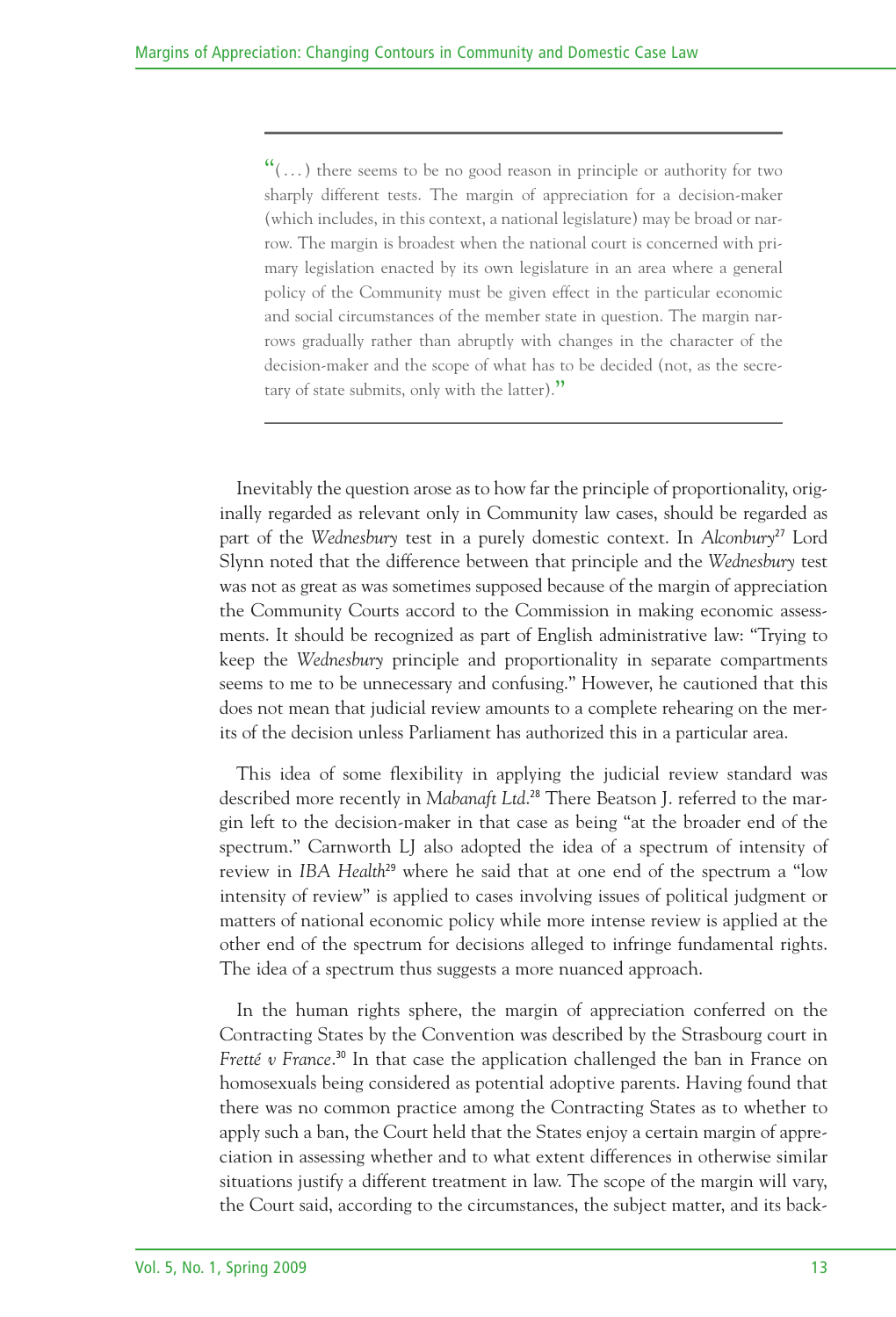> "(. . .) there seems to be no good reason in principle or authority for two sharply different tests. The margin of appreciation for a decision-maker (which includes, in this context, a national legislature) may be broad or narrow. The margin is broadest when the national court is concerned with primary legislation enacted by its own legislature in an area where a general policy of the Community must be given effect in the particular economic and social circumstances of the member state in question. The margin narrows gradually rather than abruptly with changes in the character of the decision-maker and the scope of what has to be decided (not, as the secretary of state submits, only with the latter)."

Inevitably the question arose as to how far the principle of proportionality, originally regarded as relevant only in Community law cases, should be regarded as part of the *Wednesbury* test in a purely domestic context. In *Alconbury*[27] Lord Slynn noted that the difference between that principle and the *Wednesbury* test was not as great as was sometimes supposed because of the margin of appreciation the Community Courts accord to the Commission in making economic assessments. It should be recognized as part of English administrative law: "Trying to keep the *Wednesbury* principle and proportionality in separate compartments seems to me to be unnecessary and confusing." However, he cautioned that this does not mean that judicial review amounts to a complete rehearing on the merits of the decision unless Parliament has authorized this in a particular area.

This idea of some flexibility in applying the judicial review standard was described more recently in *Mabanaft Ltd*.[28] There Beatson J. referred to the margin left to the decision-maker in that case as being "at the broader end of the spectrum." Carnworth LJ also adopted the idea of a spectrum of intensity of review in *IBA Health*[29] where he said that at one end of the spectrum a "low intensity of review" is applied to cases involving issues of political judgment or matters of national economic policy while more intense review is applied at the other end of the spectrum for decisions alleged to infringe fundamental rights. The idea of a spectrum thus suggests a more nuanced approach.

In the human rights sphere, the margin of appreciation conferred on the Contracting States by the Convention was described by the Strasbourg court in *Fretté v France*.[30] In that case the application challenged the ban in France on homosexuals being considered as potential adoptive parents. Having found that there was no common practice among the Contracting States as to whether to apply such a ban, the Court held that the States enjoy a certain margin of appreciation in assessing whether and to what extent differences in otherwise similar situations justify a different treatment in law. The scope of the margin will vary, the Court said, according to the circumstances, the subject matter, and its back-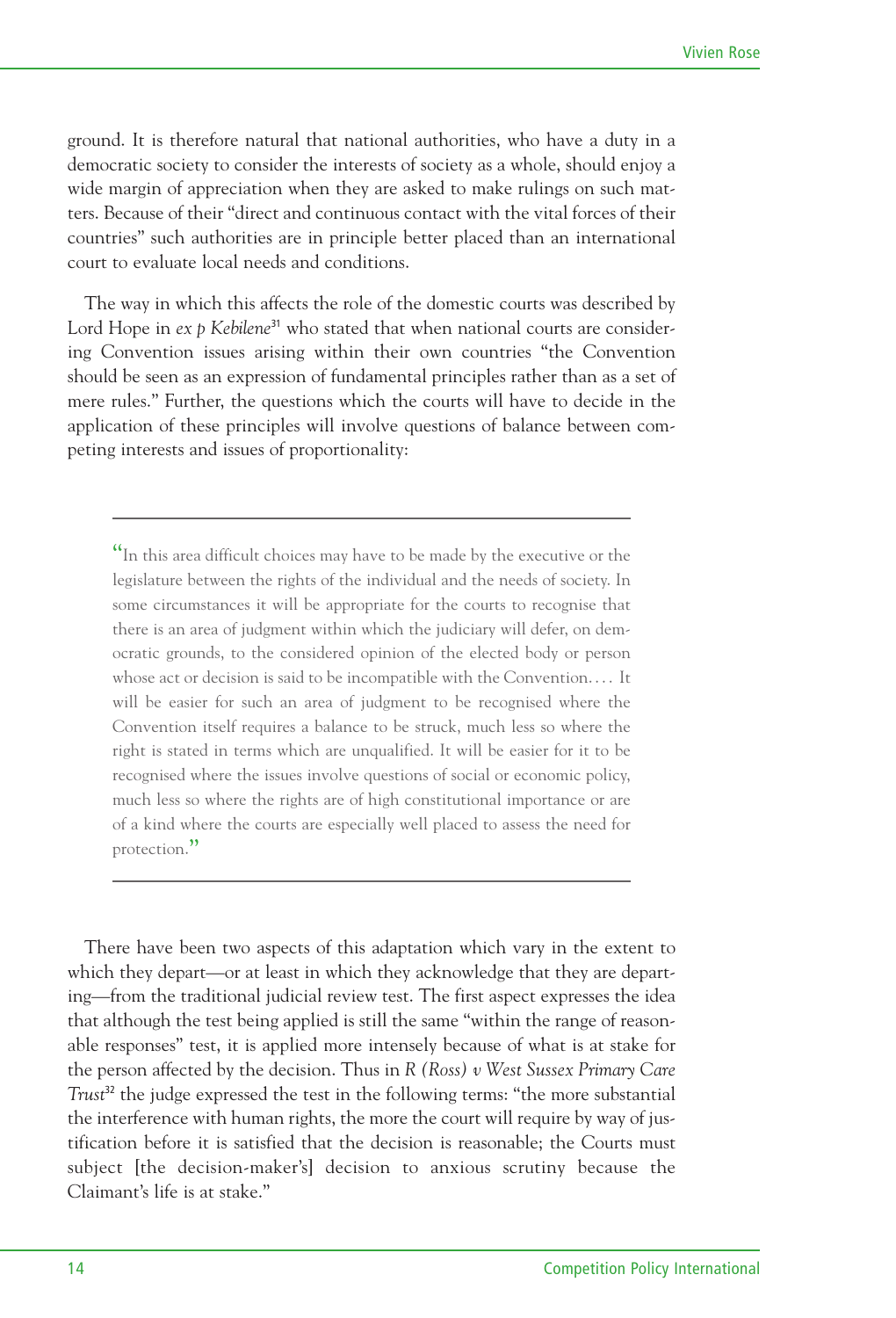ground. It is therefore natural that national authorities, who have a duty in a democratic society to consider the interests of society as a whole, should enjoy a wide margin of appreciation when they are asked to make rulings on such matters. Because of their "direct and continuous contact with the vital forces of their countries" such authorities are in principle better placed than an international court to evaluate local needs and conditions.

The way in which this affects the role of the domestic courts was described by Lord Hope in *ex p Kebilene*[31] who stated that when national courts are considering Convention issues arising within their own countries "the Convention should be seen as an expression of fundamental principles rather than as a set of mere rules." Further, the questions which the courts will have to decide in the application of these principles will involve questions of balance between competing interests and issues of proportionality:

> "In this area difficult choices may have to be made by the executive or the legislature between the rights of the individual and the needs of society. In some circumstances it will be appropriate for the courts to recognise that there is an area of judgment within which the judiciary will defer, on democratic grounds, to the considered opinion of the elected body or person whose act or decision is said to be incompatible with the Convention.... It will be easier for such an area of judgment to be recognised where the Convention itself requires a balance to be struck, much less so where the right is stated in terms which are unqualified. It will be easier for it to be recognised where the issues involve questions of social or economic policy, much less so where the rights are of high constitutional importance or are of a kind where the courts are especially well placed to assess the need for protection."

There have been two aspects of this adaptation which vary in the extent to which they depart—or at least in which they acknowledge that they are departing—from the traditional judicial review test. The first aspect expresses the idea that although the test being applied is still the same "within the range of reasonable responses" test, it is applied more intensely because of what is at stake for the person affected by the decision. Thus in *R (Ross) v West Sussex Primary Care Trust*[32] the judge expressed the test in the following terms: "the more substantial the interference with human rights, the more the court will require by way of justification before it is satisfied that the decision is reasonable; the Courts must subject [the decision-maker's] decision to anxious scrutiny because the Claimant's life is at stake."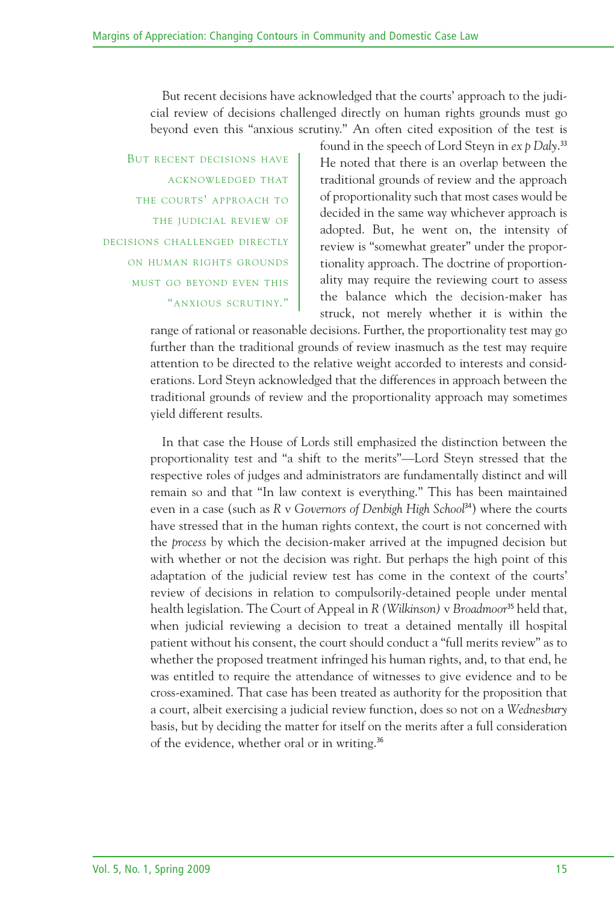But recent decisions have acknowledged that the courts' approach to the judicial review of decisions challenged directly on human rights grounds must go beyond even this "anxious scrutiny." An often cited exposition of the test is found in the speech of Lord Steyn in *ex p Daly*.[33] He noted that there is an overlap between the traditional grounds of review and the approach of proportionality such that most cases would be decided in the same way whichever approach is adopted. But, he went on, the intensity of review is "somewhat greater" under the proportionality approach. The doctrine of proportionality may require the reviewing court to assess the balance which the decision-maker has struck, not merely whether it is within the range of rational or reasonable decisions. Further, the proportionality test may go further than the traditional grounds of review inasmuch as the test may require attention to be directed to the relative weight accorded to interests and considerations. Lord Steyn acknowledged that the differences in approach between the traditional grounds of review and the proportionality approach may sometimes yield different results.

In that case the House of Lords still emphasized the distinction between the proportionality test and "a shift to the merits"—Lord Steyn stressed that the respective roles of judges and administrators are fundamentally distinct and will remain so and that "In law context is everything." This has been maintained even in a case (such as *R* v *Governors of Denbigh High School*[34]) where the courts have stressed that in the human rights context, the court is not concerned with the *process* by which the decision-maker arrived at the impugned decision but with whether or not the decision was right. But perhaps the high point of this adaptation of the judicial review test has come in the context of the courts' review of decisions in relation to compulsorily-detained people under mental health legislation. The Court of Appeal in *R (Wilkinson)* v *Broadmoor*[35] held that, when judicial reviewing a decision to treat a detained mentally ill hospital patient without his consent, the court should conduct a "full merits review" as to whether the proposed treatment infringed his human rights, and, to that end, he was entitled to require the attendance of witnesses to give evidence and to be cross-examined. That case has been treated as authority for the proposition that a court, albeit exercising a judicial review function, does so not on a *Wednesbury* basis, but by deciding the matter for itself on the merits after a full consideration of the evidence, whether oral or in writing.[36]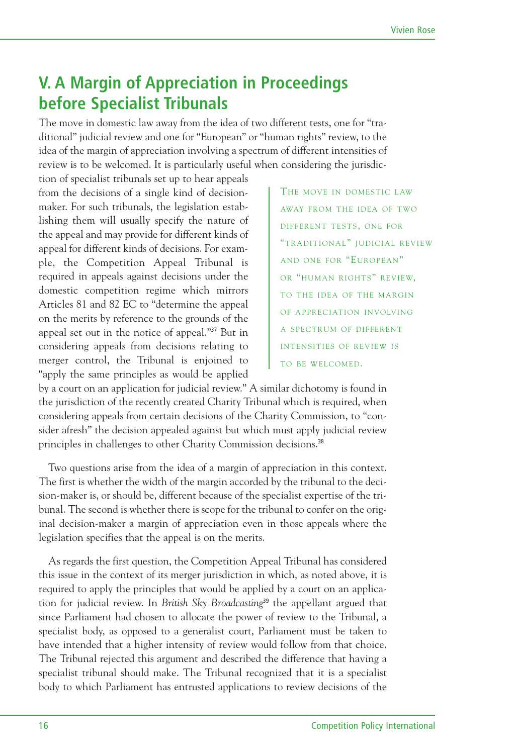## V. A Margin of Appreciation in Proceedings before Specialist Tribunals

The move in domestic law away from the idea of two different tests, one for "traditional" judicial review and one for "European" or "human rights" review, to the idea of the margin of appreciation involving a spectrum of different intensities of review is to be welcomed. It is particularly useful when considering the jurisdiction of specialist tribunals set up to hear appeals from the decisions of a single kind of decision-maker. For such tribunals, the legislation establishing them will usually specify the nature of the appeal and may provide for different kinds of appeal for different kinds of decisions. For example, the Competition Appeal Tribunal is required in appeals against decisions under the domestic competition regime which mirrors Articles 81 and 82 EC to "determine the appeal on the merits by reference to the grounds of the appeal set out in the notice of appeal."[37] But in considering appeals from decisions relating to merger control, the Tribunal is enjoined to "apply the same principles as would be applied by a court on an application for judicial review." A similar dichotomy is found in the jurisdiction of the recently created Charity Tribunal which is required, when considering appeals from certain decisions of the Charity Commission, to "consider afresh" the decision appealed against but which must apply judicial review principles in challenges to other Charity Commission decisions.[38]

> THE MOVE IN DOMESTIC LAW AWAY FROM THE IDEA OF TWO DIFFERENT TESTS, ONE FOR "TRADITIONAL" JUDICIAL REVIEW AND ONE FOR "EUROPEAN" OR "HUMAN RIGHTS" REVIEW, TO THE IDEA OF THE MARGIN OF APPRECIATION INVOLVING A SPECTRUM OF DIFFERENT INTENSITIES OF REVIEW IS TO BE WELCOMED.

Two questions arise from the idea of a margin of appreciation in this context. The first is whether the width of the margin accorded by the tribunal to the decision-maker is, or should be, different because of the specialist expertise of the tribunal. The second is whether there is scope for the tribunal to confer on the original decision-maker a margin of appreciation even in those appeals where the legislation specifies that the appeal is on the merits.

As regards the first question, the Competition Appeal Tribunal has considered this issue in the context of its merger jurisdiction in which, as noted above, it is required to apply the principles that would be applied by a court on an application for judicial review. In *British Sky Broadcasting*[39] the appellant argued that since Parliament had chosen to allocate the power of review to the Tribunal, a specialist body, as opposed to a generalist court, Parliament must be taken to have intended that a higher intensity of review would follow from that choice. The Tribunal rejected this argument and described the difference that having a specialist tribunal should make. The Tribunal recognized that it is a specialist body to which Parliament has entrusted applications to review decisions of the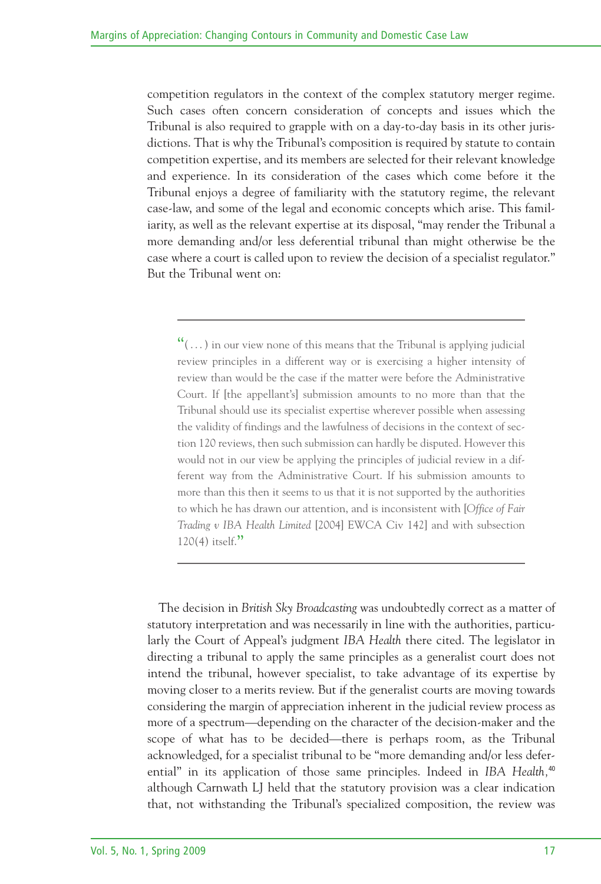competition regulators in the context of the complex statutory merger regime. Such cases often concern consideration of concepts and issues which the Tribunal is also required to grapple with on a day-to-day basis in its other jurisdictions. That is why the Tribunal's composition is required by statute to contain competition expertise, and its members are selected for their relevant knowledge and experience. In its consideration of the cases which come before it the Tribunal enjoys a degree of familiarity with the statutory regime, the relevant case-law, and some of the legal and economic concepts which arise. This familiarity, as well as the relevant expertise at its disposal, "may render the Tribunal a more demanding and/or less deferential tribunal than might otherwise be the case where a court is called upon to review the decision of a specialist regulator." But the Tribunal went on:

> "( . . . ) in our view none of this means that the Tribunal is applying judicial review principles in a different way or is exercising a higher intensity of review than would be the case if the matter were before the Administrative Court. If [the appellant's] submission amounts to no more than that the Tribunal should use its specialist expertise wherever possible when assessing the validity of findings and the lawfulness of decisions in the context of section 120 reviews, then such submission can hardly be disputed. However this would not in our view be applying the principles of judicial review in a different way from the Administrative Court. If his submission amounts to more than this then it seems to us that it is not supported by the authorities to which he has drawn our attention, and is inconsistent with [*Office of Fair Trading v IBA Health Limited* [2004] EWCA Civ 142] and with subsection 120(4) itself."

The decision in *British Sky Broadcasting* was undoubtedly correct as a matter of statutory interpretation and was necessarily in line with the authorities, particularly the Court of Appeal's judgment *IBA Health* there cited. The legislator in directing a tribunal to apply the same principles as a generalist court does not intend the tribunal, however specialist, to take advantage of its expertise by moving closer to a merits review. But if the generalist courts are moving towards considering the margin of appreciation inherent in the judicial review process as more of a spectrum—depending on the character of the decision-maker and the scope of what has to be decided—there is perhaps room, as the Tribunal acknowledged, for a specialist tribunal to be "more demanding and/or less deferential" in its application of those same principles. Indeed in *IBA Health*,[40] although Carnwath LJ held that the statutory provision was a clear indication that, not withstanding the Tribunal's specialized composition, the review was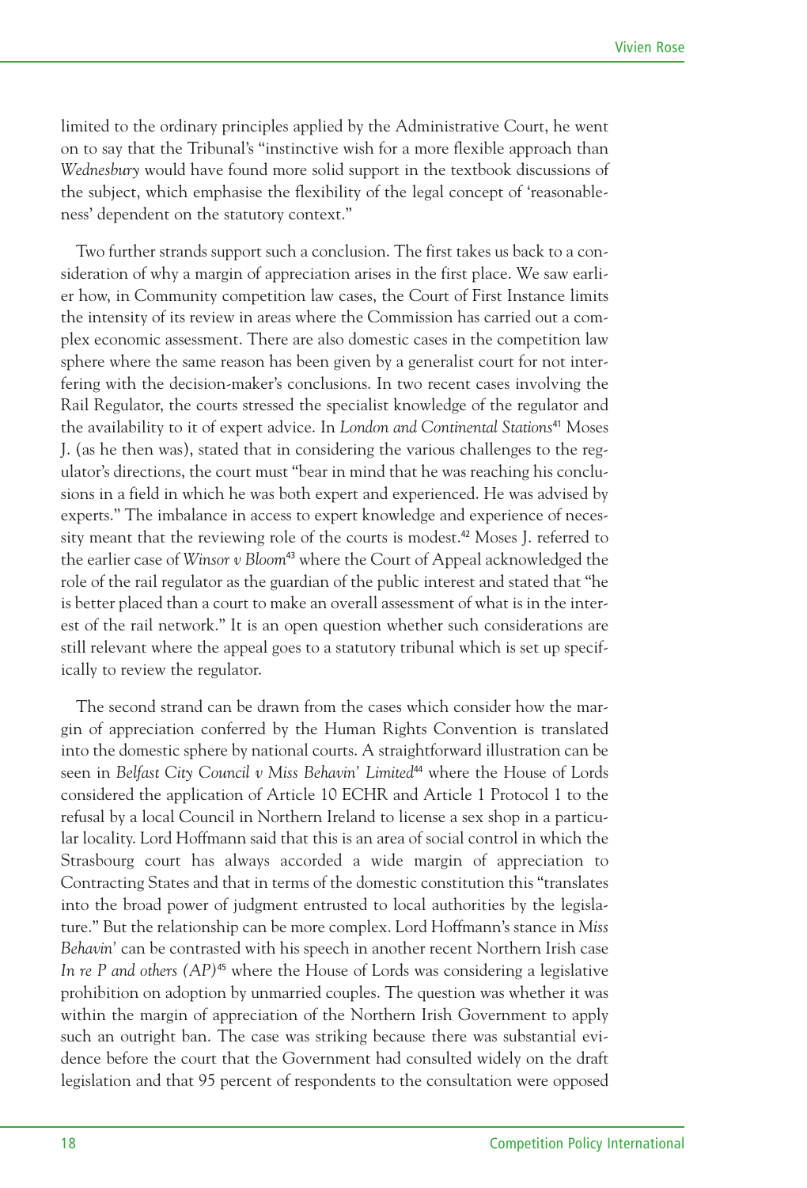limited to the ordinary principles applied by the Administrative Court, he went on to say that the Tribunal's "instinctive wish for a more flexible approach than *Wednesbury* would have found more solid support in the textbook discussions of the subject, which emphasise the flexibility of the legal concept of 'reasonableness' dependent on the statutory context."

Two further strands support such a conclusion. The first takes us back to a consideration of why a margin of appreciation arises in the first place. We saw earlier how, in Community competition law cases, the Court of First Instance limits the intensity of its review in areas where the Commission has carried out a complex economic assessment. There are also domestic cases in the competition law sphere where the same reason has been given by a generalist court for not interfering with the decision-maker's conclusions. In two recent cases involving the Rail Regulator, the courts stressed the specialist knowledge of the regulator and the availability to it of expert advice. In *London and Continental Stations*[41] Moses J. (as he then was), stated that in considering the various challenges to the regulator's directions, the court must "bear in mind that he was reaching his conclusions in a field in which he was both expert and experienced. He was advised by experts." The imbalance in access to expert knowledge and experience of necessity meant that the reviewing role of the courts is modest.[42] Moses J. referred to the earlier case of *Winsor v Bloom*[43] where the Court of Appeal acknowledged the role of the rail regulator as the guardian of the public interest and stated that "he is better placed than a court to make an overall assessment of what is in the interest of the rail network." It is an open question whether such considerations are still relevant where the appeal goes to a statutory tribunal which is set up specifically to review the regulator.

The second strand can be drawn from the cases which consider how the margin of appreciation conferred by the Human Rights Convention is translated into the domestic sphere by national courts. A straightforward illustration can be seen in *Belfast City Council v Miss Behavin' Limited*[44] where the House of Lords considered the application of Article 10 ECHR and Article 1 Protocol 1 to the refusal by a local Council in Northern Ireland to license a sex shop in a particular locality. Lord Hoffmann said that this is an area of social control in which the Strasbourg court has always accorded a wide margin of appreciation to Contracting States and that in terms of the domestic constitution this "translates into the broad power of judgment entrusted to local authorities by the legislature." But the relationship can be more complex. Lord Hoffmann's stance in *Miss Behavin'* can be contrasted with his speech in another recent Northern Irish case *In re P and others (AP)*[45] where the House of Lords was considering a legislative prohibition on adoption by unmarried couples. The question was whether it was within the margin of appreciation of the Northern Irish Government to apply such an outright ban. The case was striking because there was substantial evidence before the court that the Government had consulted widely on the draft legislation and that 95 percent of respondents to the consultation were opposed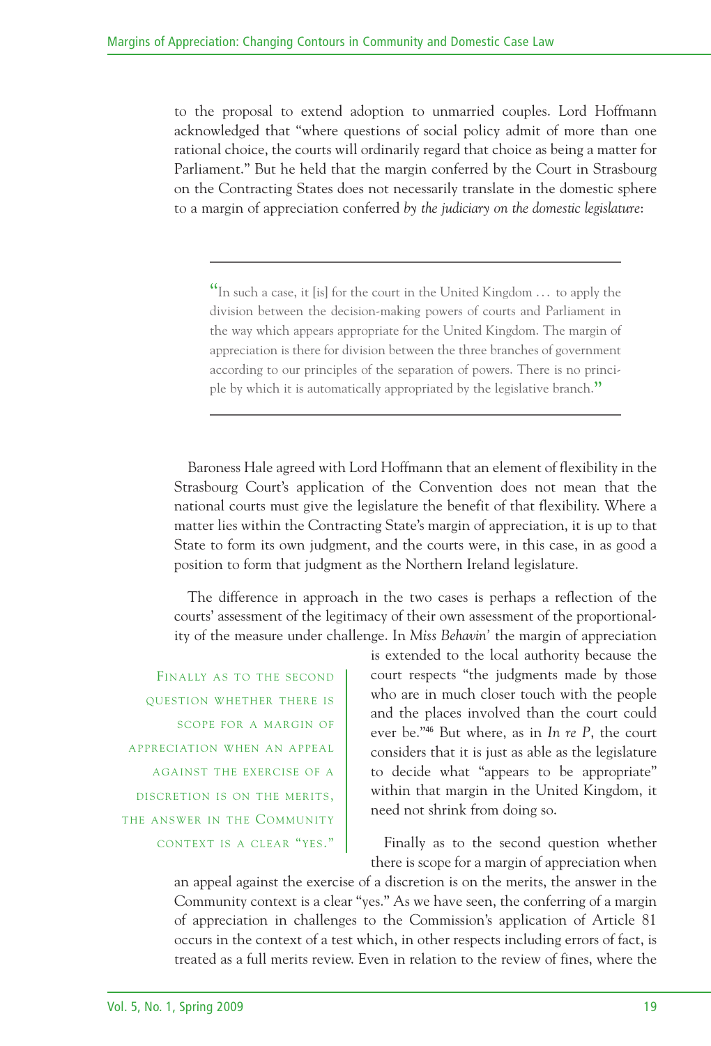to the proposal to extend adoption to unmarried couples. Lord Hoffmann acknowledged that "where questions of social policy admit of more than one rational choice, the courts will ordinarily regard that choice as being a matter for Parliament." But he held that the margin conferred by the Court in Strasbourg on the Contracting States does not necessarily translate in the domestic sphere to a margin of appreciation conferred *by the judiciary on the domestic legislature*:

> "In such a case, it [is] for the court in the United Kingdom … to apply the division between the decision-making powers of courts and Parliament in the way which appears appropriate for the United Kingdom. The margin of appreciation is there for division between the three branches of government according to our principles of the separation of powers. There is no principle by which it is automatically appropriated by the legislative branch."

Baroness Hale agreed with Lord Hoffmann that an element of flexibility in the Strasbourg Court's application of the Convention does not mean that the national courts must give the legislature the benefit of that flexibility. Where a matter lies within the Contracting State's margin of appreciation, it is up to that State to form its own judgment, and the courts were, in this case, in as good a position to form that judgment as the Northern Ireland legislature.

The difference in approach in the two cases is perhaps a reflection of the courts' assessment of the legitimacy of their own assessment of the proportionality of the measure under challenge. In *Miss Behavin'* the margin of appreciation is extended to the local authority because the court respects "the judgments made by those who are in much closer touch with the people and the places involved than the court could ever be."[46] But where, as in *In re P*, the court considers that it is just as able as the legislature to decide what "appears to be appropriate" within that margin in the United Kingdom, it need not shrink from doing so.

Finally as to the second question whether there is scope for a margin of appreciation when an appeal against the exercise of a discretion is on the merits, the answer in the Community context is a clear "yes." As we have seen, the conferring of a margin of appreciation in challenges to the Commission's application of Article 81 occurs in the context of a test which, in other respects including errors of fact, is treated as a full merits review. Even in relation to the review of fines, where the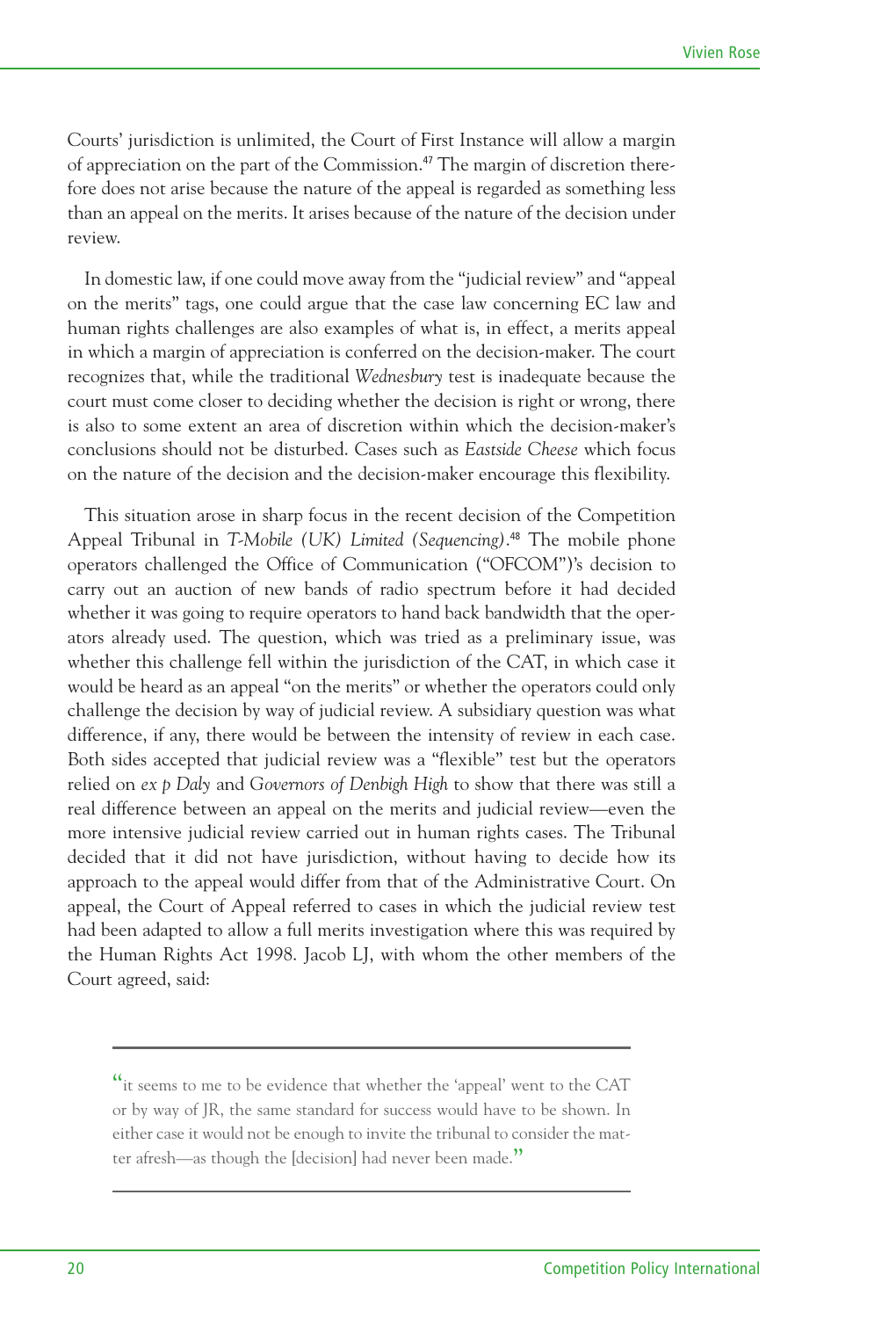Courts' jurisdiction is unlimited, the Court of First Instance will allow a margin of appreciation on the part of the Commission.[47] The margin of discretion therefore does not arise because the nature of the appeal is regarded as something less than an appeal on the merits. It arises because of the nature of the decision under review.

In domestic law, if one could move away from the "judicial review" and "appeal on the merits" tags, one could argue that the case law concerning EC law and human rights challenges are also examples of what is, in effect, a merits appeal in which a margin of appreciation is conferred on the decision-maker. The court recognizes that, while the traditional *Wednesbury* test is inadequate because the court must come closer to deciding whether the decision is right or wrong, there is also to some extent an area of discretion within which the decision-maker's conclusions should not be disturbed. Cases such as *Eastside Cheese* which focus on the nature of the decision and the decision-maker encourage this flexibility.

This situation arose in sharp focus in the recent decision of the Competition Appeal Tribunal in *T-Mobile (UK) Limited (Sequencing)*.[48] The mobile phone operators challenged the Office of Communication ("OFCOM")'s decision to carry out an auction of new bands of radio spectrum before it had decided whether it was going to require operators to hand back bandwidth that the operators already used. The question, which was tried as a preliminary issue, was whether this challenge fell within the jurisdiction of the CAT, in which case it would be heard as an appeal "on the merits" or whether the operators could only challenge the decision by way of judicial review. A subsidiary question was what difference, if any, there would be between the intensity of review in each case. Both sides accepted that judicial review was a "flexible" test but the operators relied on *ex p Daly* and *Governors of Denbigh High* to show that there was still a real difference between an appeal on the merits and judicial review—even the more intensive judicial review carried out in human rights cases. The Tribunal decided that it did not have jurisdiction, without having to decide how its approach to the appeal would differ from that of the Administrative Court. On appeal, the Court of Appeal referred to cases in which the judicial review test had been adapted to allow a full merits investigation where this was required by the Human Rights Act 1998. Jacob LJ, with whom the other members of the Court agreed, said:

> "it seems to me to be evidence that whether the 'appeal' went to the CAT or by way of JR, the same standard for success would have to be shown. In either case it would not be enough to invite the tribunal to consider the matter afresh—as though the [decision] had never been made."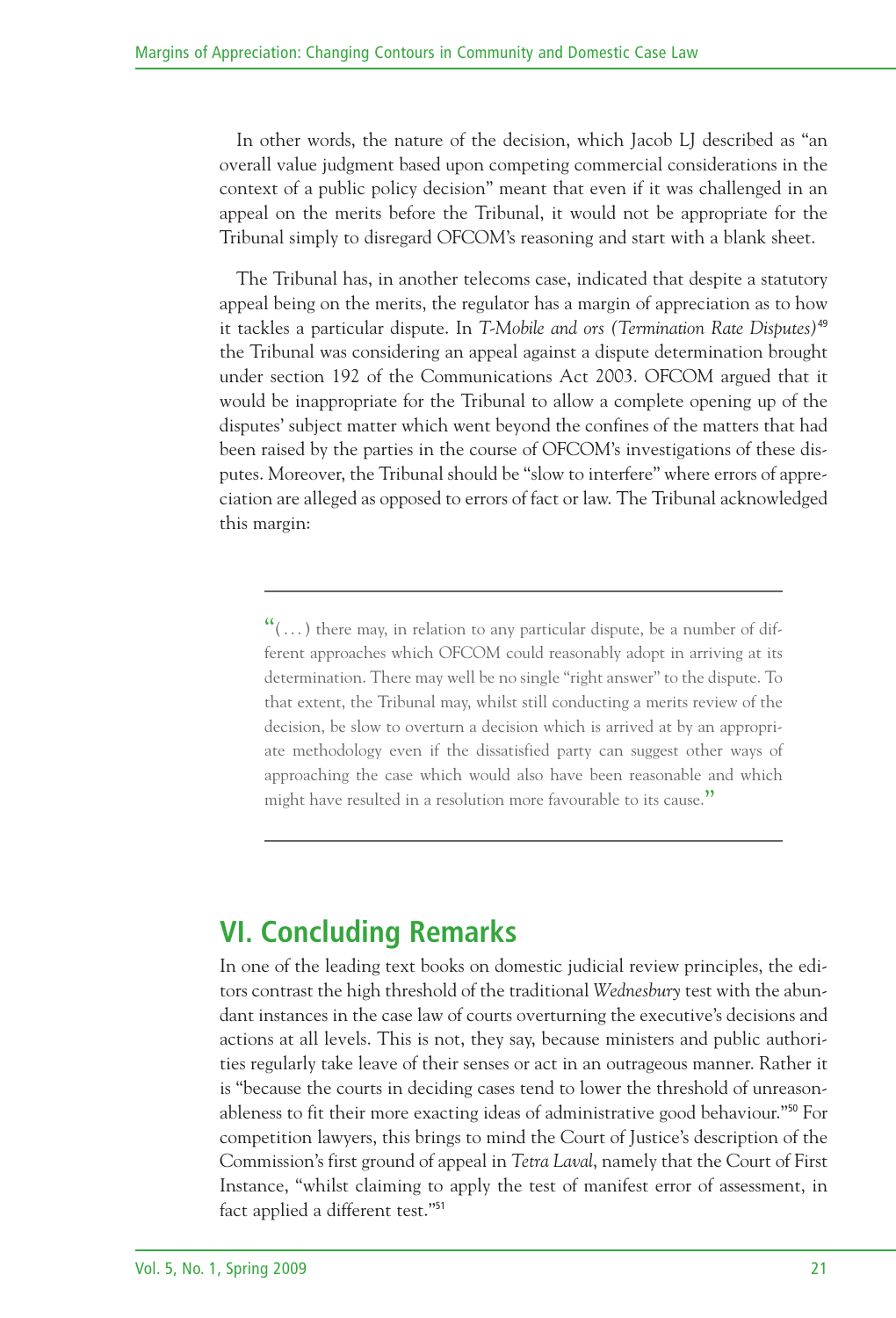In other words, the nature of the decision, which Jacob LJ described as "an overall value judgment based upon competing commercial considerations in the context of a public policy decision" meant that even if it was challenged in an appeal on the merits before the Tribunal, it would not be appropriate for the Tribunal simply to disregard OFCOM's reasoning and start with a blank sheet.

The Tribunal has, in another telecoms case, indicated that despite a statutory appeal being on the merits, the regulator has a margin of appreciation as to how it tackles a particular dispute. In *T-Mobile and ors (Termination Rate Disputes)*[49] the Tribunal was considering an appeal against a dispute determination brought under section 192 of the Communications Act 2003. OFCOM argued that it would be inappropriate for the Tribunal to allow a complete opening up of the disputes' subject matter which went beyond the confines of the matters that had been raised by the parties in the course of OFCOM's investigations of these disputes. Moreover, the Tribunal should be "slow to interfere" where errors of appreciation are alleged as opposed to errors of fact or law. The Tribunal acknowledged this margin:

> "(...) there may, in relation to any particular dispute, be a number of different approaches which OFCOM could reasonably adopt in arriving at its determination. There may well be no single "right answer" to the dispute. To that extent, the Tribunal may, whilst still conducting a merits review of the decision, be slow to overturn a decision which is arrived at by an appropriate methodology even if the dissatisfied party can suggest other ways of approaching the case which would also have been reasonable and which might have resulted in a resolution more favourable to its cause."

## VI. Concluding Remarks

In one of the leading text books on domestic judicial review principles, the editors contrast the high threshold of the traditional *Wednesbury* test with the abundant instances in the case law of courts overturning the executive's decisions and actions at all levels. This is not, they say, because ministers and public authorities regularly take leave of their senses or act in an outrageous manner. Rather it is "because the courts in deciding cases tend to lower the threshold of unreasonableness to fit their more exacting ideas of administrative good behaviour."[50] For competition lawyers, this brings to mind the Court of Justice's description of the Commission's first ground of appeal in *Tetra Laval*, namely that the Court of First Instance, "whilst claiming to apply the test of manifest error of assessment, in fact applied a different test."[51]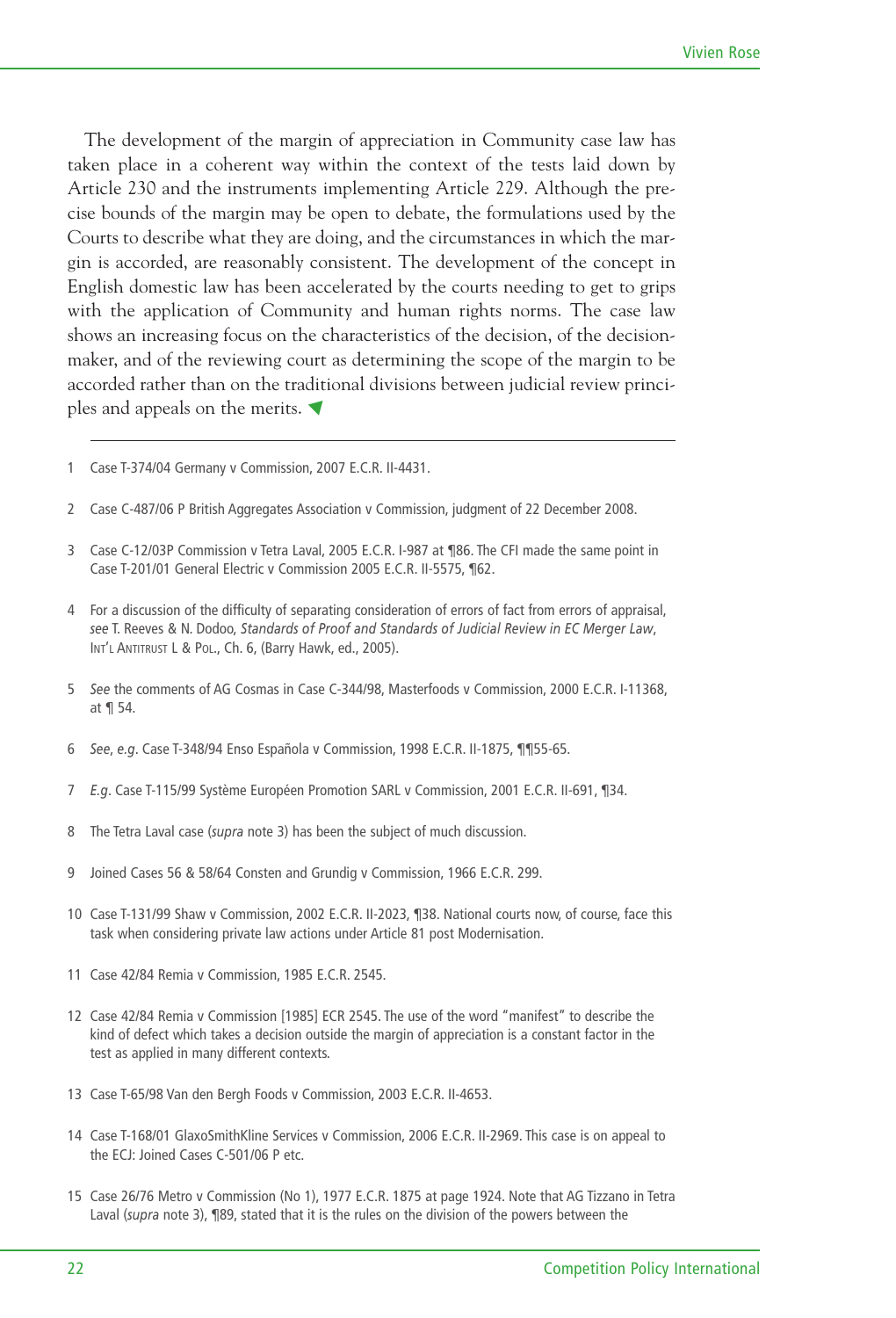The development of the margin of appreciation in Community case law has taken place in a coherent way within the context of the tests laid down by Article 230 and the instruments implementing Article 229. Although the precise bounds of the margin may be open to debate, the formulations used by the Courts to describe what they are doing, and the circumstances in which the margin is accorded, are reasonably consistent. The development of the concept in English domestic law has been accelerated by the courts needing to get to grips with the application of Community and human rights norms. The case law shows an increasing focus on the characteristics of the decision, of the decision-maker, and of the reviewing court as determining the scope of the margin to be accorded rather than on the traditional divisions between judicial review principles and appeals on the merits. ◀

---

1 Case T-374/04 Germany v Commission, 2007 E.C.R. II-4431.

2 Case C-487/06 P British Aggregates Association v Commission, judgment of 22 December 2008.

3 Case C-12/03P Commission v Tetra Laval, 2005 E.C.R. I-987 at ¶86. The CFI made the same point in Case T-201/01 General Electric v Commission 2005 E.C.R. II-5575, ¶62.

4 For a discussion of the difficulty of separating consideration of errors of fact from errors of appraisal, *see* T. Reeves & N. Dodoo, *Standards of Proof and Standards of Judicial Review in EC Merger Law*, INT'L ANTITRUST L & POL., Ch. 6, (Barry Hawk, ed., 2005).

5 *See* the comments of AG Cosmas in Case C-344/98, Masterfoods v Commission, 2000 E.C.R. I-11368, at ¶ 54.

6 *See*, *e.g*. Case T-348/94 Enso Española v Commission, 1998 E.C.R. II-1875, ¶¶55-65.

7 *E.g*. Case T-115/99 Système Européen Promotion SARL v Commission, 2001 E.C.R. II-691, ¶34.

8 The Tetra Laval case (*supra* note 3) has been the subject of much discussion.

9 Joined Cases 56 & 58/64 Consten and Grundig v Commission, 1966 E.C.R. 299.

10 Case T-131/99 Shaw v Commission, 2002 E.C.R. II-2023, ¶38. National courts now, of course, face this task when considering private law actions under Article 81 post Modernisation.

11 Case 42/84 Remia v Commission, 1985 E.C.R. 2545.

12 Case 42/84 Remia v Commission [1985] ECR 2545. The use of the word "manifest" to describe the kind of defect which takes a decision outside the margin of appreciation is a constant factor in the test as applied in many different contexts.

13 Case T-65/98 Van den Bergh Foods v Commission, 2003 E.C.R. II-4653.

14 Case T-168/01 GlaxoSmithKline Services v Commission, 2006 E.C.R. II-2969. This case is on appeal to the ECJ: Joined Cases C-501/06 P etc.

15 Case 26/76 Metro v Commission (No 1), 1977 E.C.R. 1875 at page 1924. Note that AG Tizzano in Tetra Laval (*supra* note 3), ¶89, stated that it is the rules on the division of the powers between the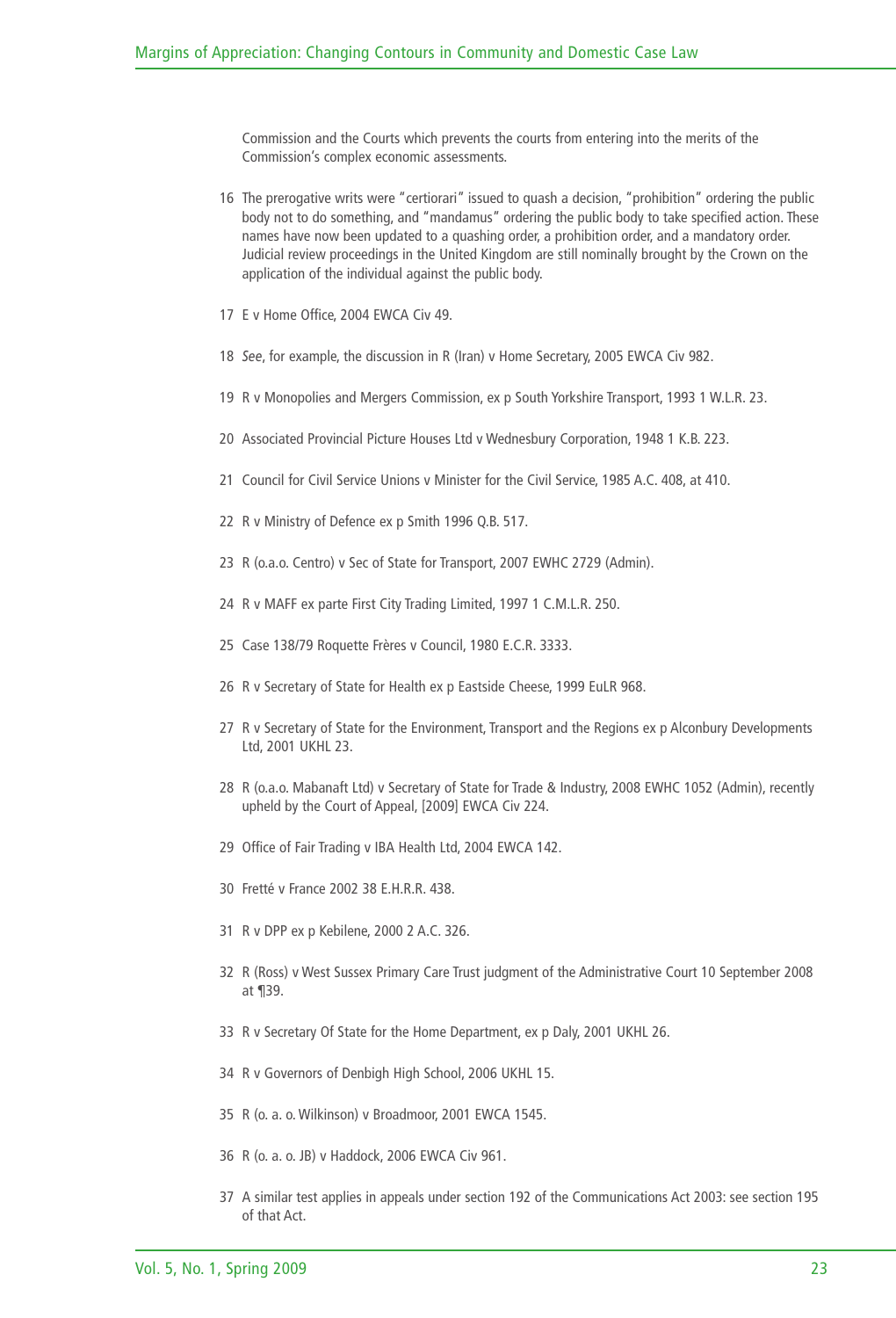Commission and the Courts which prevents the courts from entering into the merits of the Commission's complex economic assessments.

16 The prerogative writs were "certiorari" issued to quash a decision, "prohibition" ordering the public body not to do something, and "mandamus" ordering the public body to take specified action. These names have now been updated to a quashing order, a prohibition order, and a mandatory order. Judicial review proceedings in the United Kingdom are still nominally brought by the Crown on the application of the individual against the public body.

17 E v Home Office, 2004 EWCA Civ 49.

18 *See*, for example, the discussion in R (Iran) v Home Secretary, 2005 EWCA Civ 982.

19 R v Monopolies and Mergers Commission, ex p South Yorkshire Transport, 1993 1 W.L.R. 23.

20 Associated Provincial Picture Houses Ltd v Wednesbury Corporation, 1948 1 K.B. 223.

21 Council for Civil Service Unions v Minister for the Civil Service, 1985 A.C. 408, at 410.

22 R v Ministry of Defence ex p Smith 1996 Q.B. 517.

23 R (o.a.o. Centro) v Sec of State for Transport, 2007 EWHC 2729 (Admin).

24 R v MAFF ex parte First City Trading Limited, 1997 1 C.M.L.R. 250.

25 Case 138/79 Roquette Frères v Council, 1980 E.C.R. 3333.

26 R v Secretary of State for Health ex p Eastside Cheese, 1999 EuLR 968.

27 R v Secretary of State for the Environment, Transport and the Regions ex p Alconbury Developments Ltd, 2001 UKHL 23.

28 R (o.a.o. Mabanaft Ltd) v Secretary of State for Trade & Industry, 2008 EWHC 1052 (Admin), recently upheld by the Court of Appeal, [2009] EWCA Civ 224.

29 Office of Fair Trading v IBA Health Ltd, 2004 EWCA 142.

30 Fretté v France 2002 38 E.H.R.R. 438.

31 R v DPP ex p Kebilene, 2000 2 A.C. 326.

32 R (Ross) v West Sussex Primary Care Trust judgment of the Administrative Court 10 September 2008 at ¶39.

33 R v Secretary Of State for the Home Department, ex p Daly, 2001 UKHL 26.

34 R v Governors of Denbigh High School, 2006 UKHL 15.

35 R (o. a. o. Wilkinson) v Broadmoor, 2001 EWCA 1545.

36 R (o. a. o. JB) v Haddock, 2006 EWCA Civ 961.

37 A similar test applies in appeals under section 192 of the Communications Act 2003: see section 195 of that Act.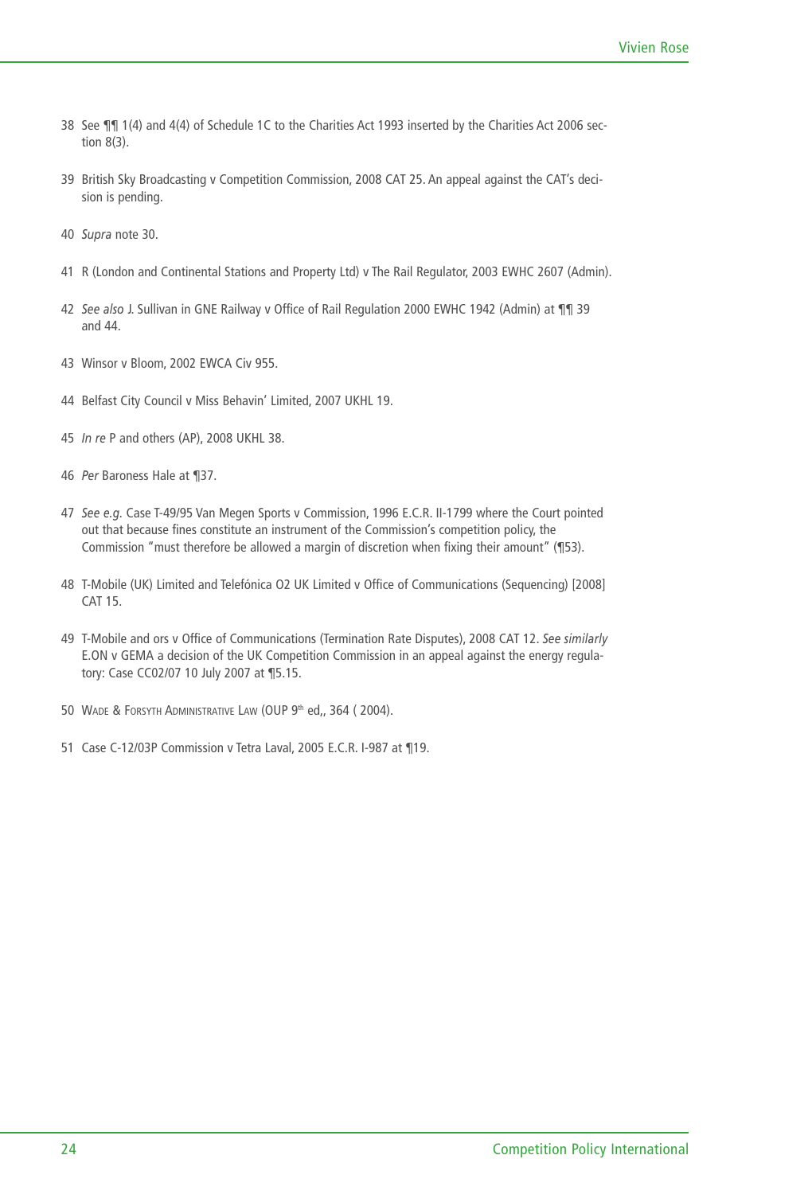38 See ¶¶ 1(4) and 4(4) of Schedule 1C to the Charities Act 1993 inserted by the Charities Act 2006 section 8(3).

39 British Sky Broadcasting v Competition Commission, 2008 CAT 25. An appeal against the CAT's decision is pending.

40 *Supra* note 30.

41 R (London and Continental Stations and Property Ltd) v The Rail Regulator, 2003 EWHC 2607 (Admin).

42 *See also* J. Sullivan in GNE Railway v Office of Rail Regulation 2000 EWHC 1942 (Admin) at ¶¶ 39 and 44.

43 Winsor v Bloom, 2002 EWCA Civ 955.

44 Belfast City Council v Miss Behavin' Limited, 2007 UKHL 19.

45 *In re* P and others (AP), 2008 UKHL 38.

46 *Per* Baroness Hale at ¶37.

47 *See e.g.* Case T-49/95 Van Megen Sports v Commission, 1996 E.C.R. II-1799 where the Court pointed out that because fines constitute an instrument of the Commission's competition policy, the Commission "must therefore be allowed a margin of discretion when fixing their amount" (¶53).

48 T-Mobile (UK) Limited and Telefónica O2 UK Limited v Office of Communications (Sequencing) [2008] CAT 15.

49 T-Mobile and ors v Office of Communications (Termination Rate Disputes), 2008 CAT 12. *See similarly* E.ON v GEMA a decision of the UK Competition Commission in an appeal against the energy regulatory: Case CC02/07 10 July 2007 at ¶5.15.

50 Wade & Forsyth Administrative Law (OUP 9th ed,, 364 ( 2004).

51 Case C-12/03P Commission v Tetra Laval, 2005 E.C.R. I-987 at ¶19.